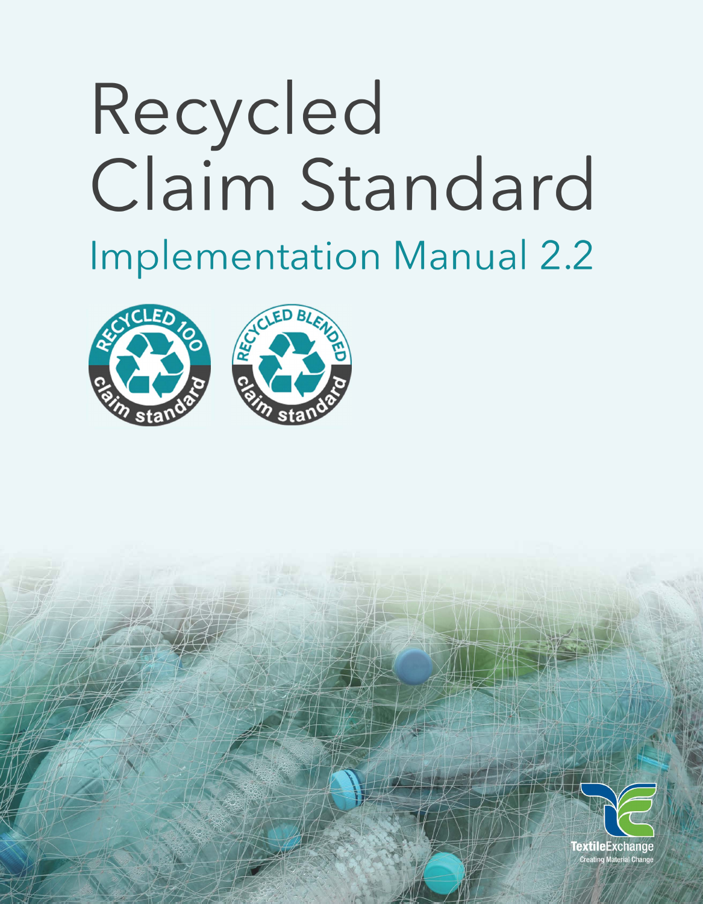# Recycled Claim Standard

## Implementation Manual 2.2

TextileExchange

Creating Material Change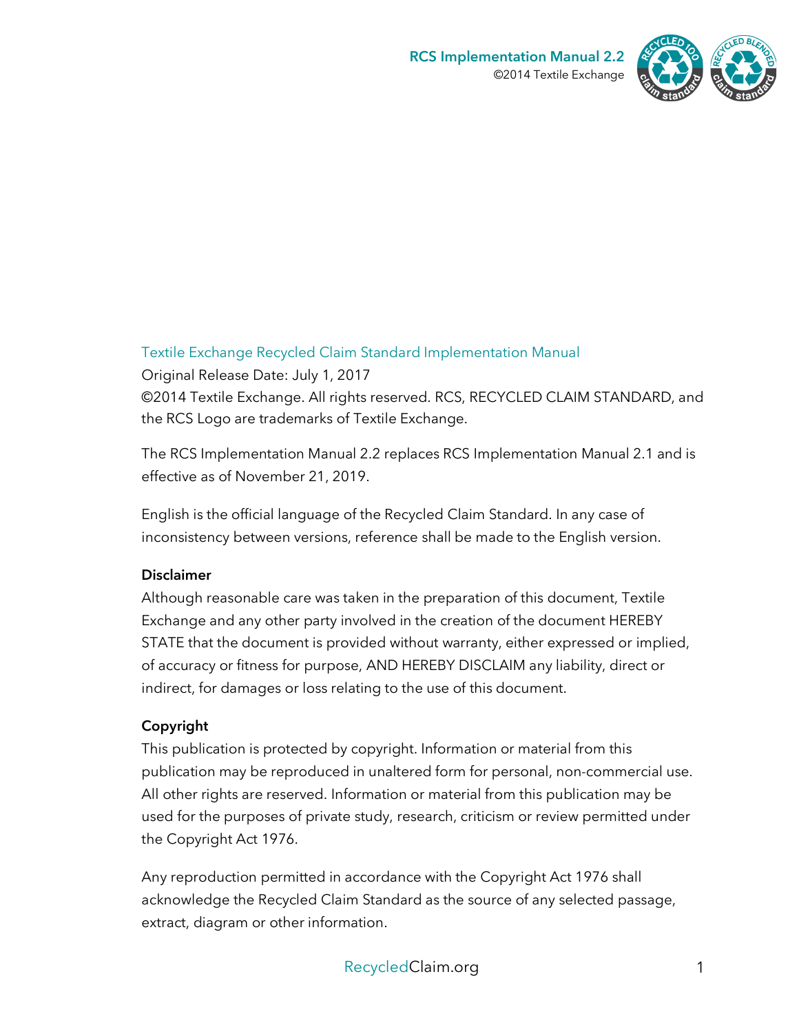Textile Exchange Recycled Claim Standard Implementation Manual

Original Release Date: July 1, 2017

©2014 Textile Exchange. All rights reserved. RCS, RECYCLED CLAIM STANDARD, and the RCS Logo are trademarks of Textile Exchange.

The RCS Implementation Manual 2.2 replaces RCS Implementation Manual 2.1 and is effective as of November 21, 2019.

English is the official language of the Recycled Claim Standard. In any case of inconsistency between versions, reference shall be made to the English version.

**Disclaimer**

Although reasonable care was taken in the preparation of this document, Textile Exchange and any other party involved in the creation of the document HEREBY STATE that the document is provided without warranty, either expressed or implied, of accuracy or fitness for purpose, AND HEREBY DISCLAIM any liability, direct or indirect, for damages or loss relating to the use of this document.

**Copyright**

This publication is protected by copyright. Information or material from this publication may be reproduced in unaltered form for personal, non-commercial use. All other rights are reserved. Information or material from this publication may be used for the purposes of private study, research, criticism or review permitted under the Copyright Act 1976.

Any reproduction permitted in accordance with the Copyright Act 1976 shall acknowledge the Recycled Claim Standard as the source of any selected passage, extract, diagram or other information.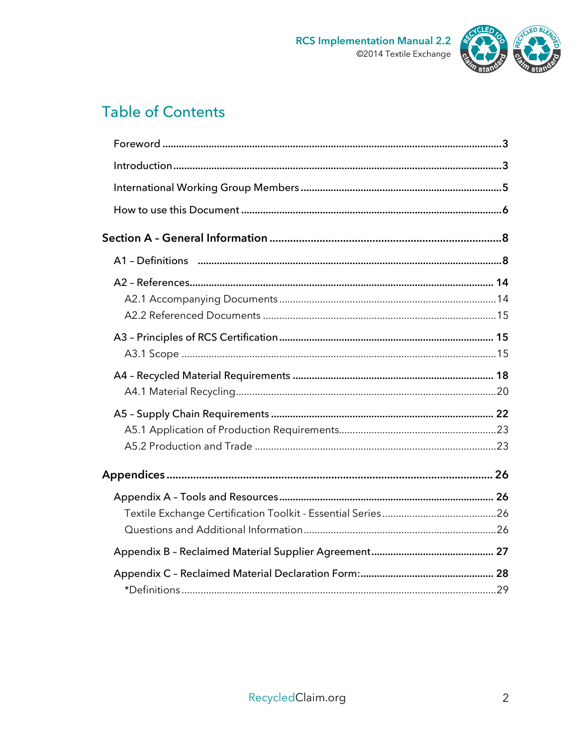# Table of Contents

Foreword ............................................................................................................................3

Introduction .........................................................................................................................3

International Working Group Members ..............................................................................5

How to use this Document .................................................................................................6

**Section A – General Information** ....................................................................................8

A1 – Definitions ...................................................................................................................8

A2 – References.................................................................................................................. 14

- A2.1 Accompanying Documents ...................................................................................14
- A2.2 Referenced Documents .........................................................................................15

A3 – Principles of RCS Certification ................................................................................ 15

- A3.1 Scope ......................................................................................................................15

A4 – Recycled Material Requirements ............................................................................. 18

- A4.1 Material Recycling..................................................................................................20

A5 – Supply Chain Requirements .................................................................................... 22

- A5.1 Application of Production Requirements.............................................................23
- A5.2 Production and Trade ............................................................................................23

**Appendices** .................................................................................................................... 26

Appendix A – Tools and Resources .................................................................................. 26

- Textile Exchange Certification Toolkit - Essential Series ..........................................26
- Questions and Additional Information ......................................................................26

Appendix B – Reclaimed Material Supplier Agreement ................................................. 27

Appendix C – Reclaimed Material Declaration Form:...................................................... 28

- *Definitions ...............................................................................................................29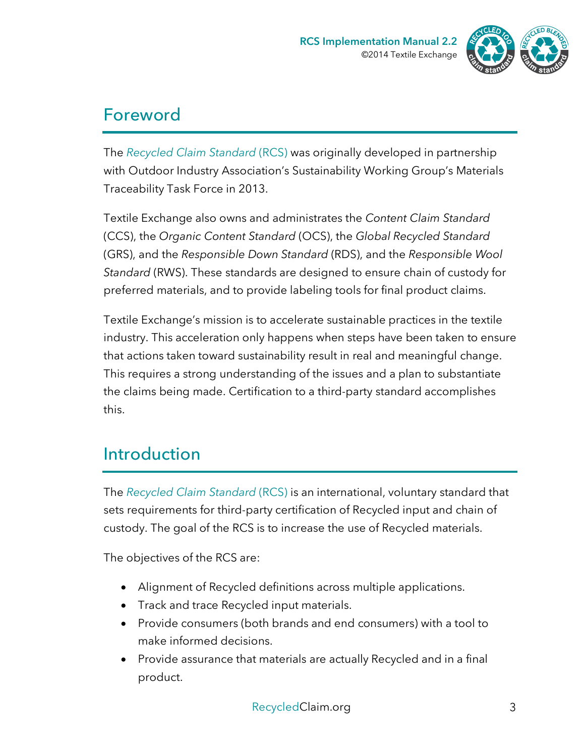## Foreword

The *Recycled Claim Standard* (RCS) was originally developed in partnership with Outdoor Industry Association's Sustainability Working Group's Materials Traceability Task Force in 2013.

Textile Exchange also owns and administrates the *Content Claim Standard* (CCS), the *Organic Content Standard* (OCS), the *Global Recycled Standard* (GRS), and the *Responsible Down Standard* (RDS), and the *Responsible Wool Standard* (RWS). These standards are designed to ensure chain of custody for preferred materials, and to provide labeling tools for final product claims.

Textile Exchange's mission is to accelerate sustainable practices in the textile industry. This acceleration only happens when steps have been taken to ensure that actions taken toward sustainability result in real and meaningful change. This requires a strong understanding of the issues and a plan to substantiate the claims being made. Certification to a third-party standard accomplishes this.

## Introduction

The *Recycled Claim Standard* (RCS) is an international, voluntary standard that sets requirements for third-party certification of Recycled input and chain of custody. The goal of the RCS is to increase the use of Recycled materials.

The objectives of the RCS are:

- Alignment of Recycled definitions across multiple applications.
- Track and trace Recycled input materials.
- Provide consumers (both brands and end consumers) with a tool to make informed decisions.
- Provide assurance that materials are actually Recycled and in a final product.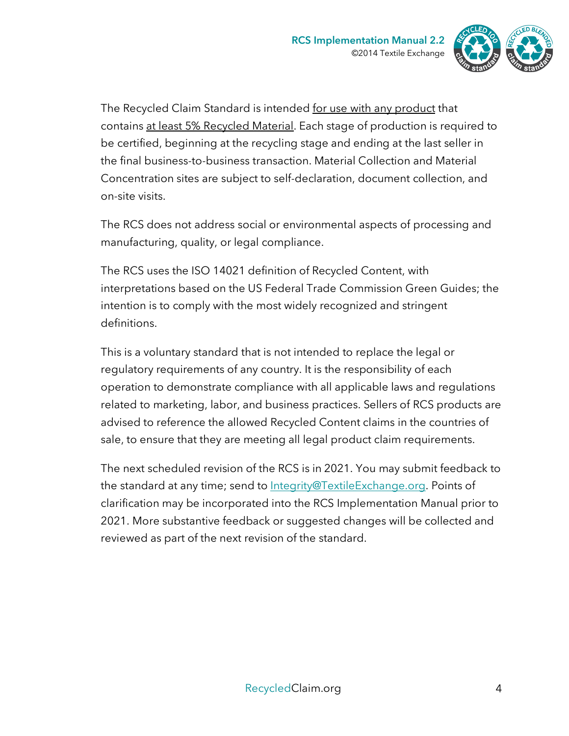The Recycled Claim Standard is intended <u>for use with any product</u> that contains <u>at least 5% Recycled Material</u>. Each stage of production is required to be certified, beginning at the recycling stage and ending at the last seller in the final business-to-business transaction. Material Collection and Material Concentration sites are subject to self-declaration, document collection, and on-site visits.

The RCS does not address social or environmental aspects of processing and manufacturing, quality, or legal compliance.

The RCS uses the ISO 14021 definition of Recycled Content, with interpretations based on the US Federal Trade Commission Green Guides; the intention is to comply with the most widely recognized and stringent definitions.

This is a voluntary standard that is not intended to replace the legal or regulatory requirements of any country. It is the responsibility of each operation to demonstrate compliance with all applicable laws and regulations related to marketing, labor, and business practices. Sellers of RCS products are advised to reference the allowed Recycled Content claims in the countries of sale, to ensure that they are meeting all legal product claim requirements.

The next scheduled revision of the RCS is in 2021. You may submit feedback to the standard at any time; send to Integrity@TextileExchange.org. Points of clarification may be incorporated into the RCS Implementation Manual prior to 2021. More substantive feedback or suggested changes will be collected and reviewed as part of the next revision of the standard.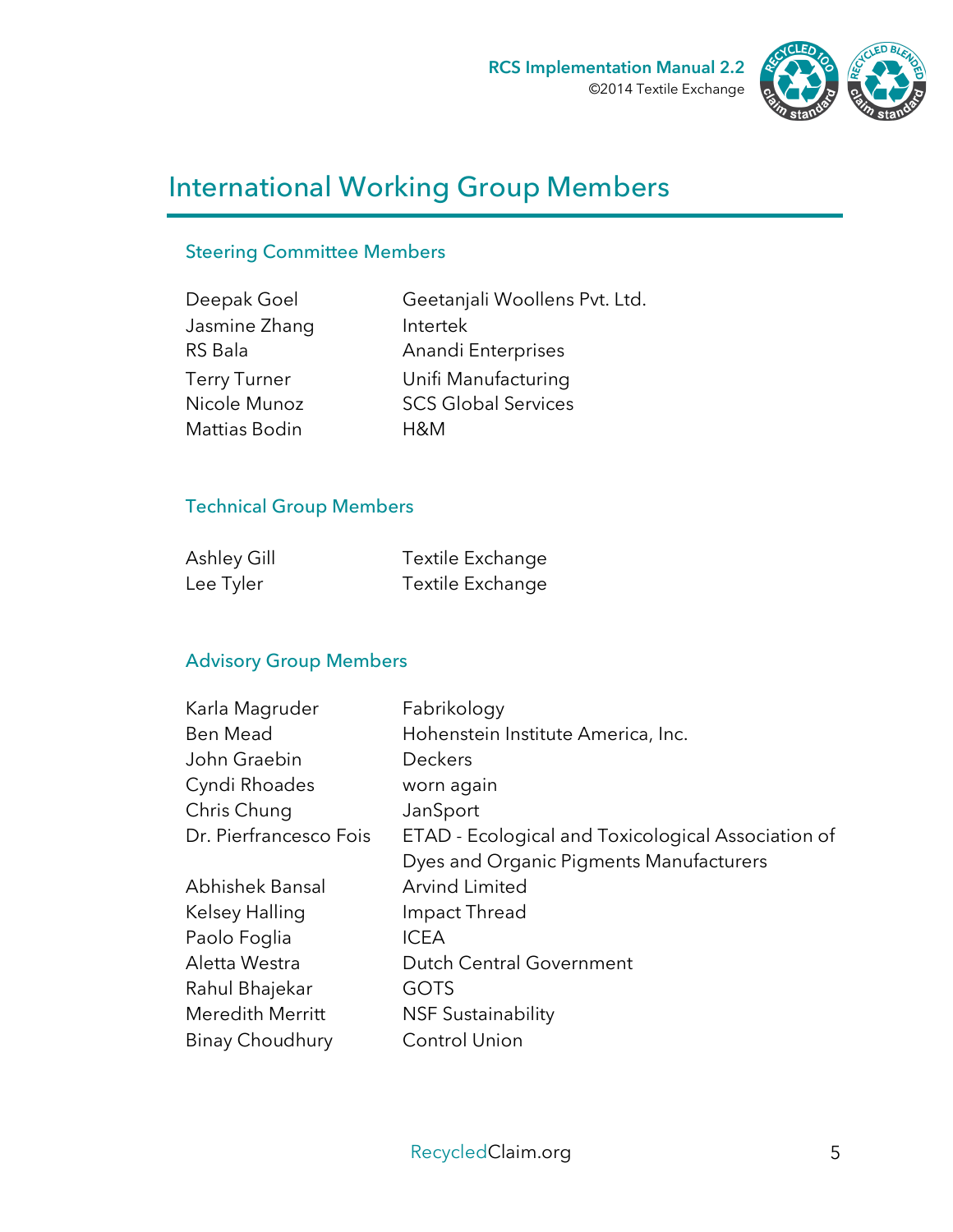# International Working Group Members

## Steering Committee Members

| | |
|---|---|
| Deepak Goel | Geetanjali Woollens Pvt. Ltd. |
| Jasmine Zhang | Intertek |
| RS Bala | Anandi Enterprises |
| Terry Turner | Unifi Manufacturing |
| Nicole Munoz | SCS Global Services |
| Mattias Bodin | H&M |

## Technical Group Members

| | |
|---|---|
| Ashley Gill | Textile Exchange |
| Lee Tyler | Textile Exchange |

## Advisory Group Members

| | |
|---|---|
| Karla Magruder | Fabrikology |
| Ben Mead | Hohenstein Institute America, Inc. |
| John Graebin | Deckers |
| Cyndi Rhoades | worn again |
| Chris Chung | JanSport |
| Dr. Pierfrancesco Fois | ETAD - Ecological and Toxicological Association of Dyes and Organic Pigments Manufacturers |
| Abhishek Bansal | Arvind Limited |
| Kelsey Halling | Impact Thread |
| Paolo Foglia | ICEA |
| Aletta Westra | Dutch Central Government |
| Rahul Bhajekar | GOTS |
| Meredith Merritt | NSF Sustainability |
| Binay Choudhury | Control Union |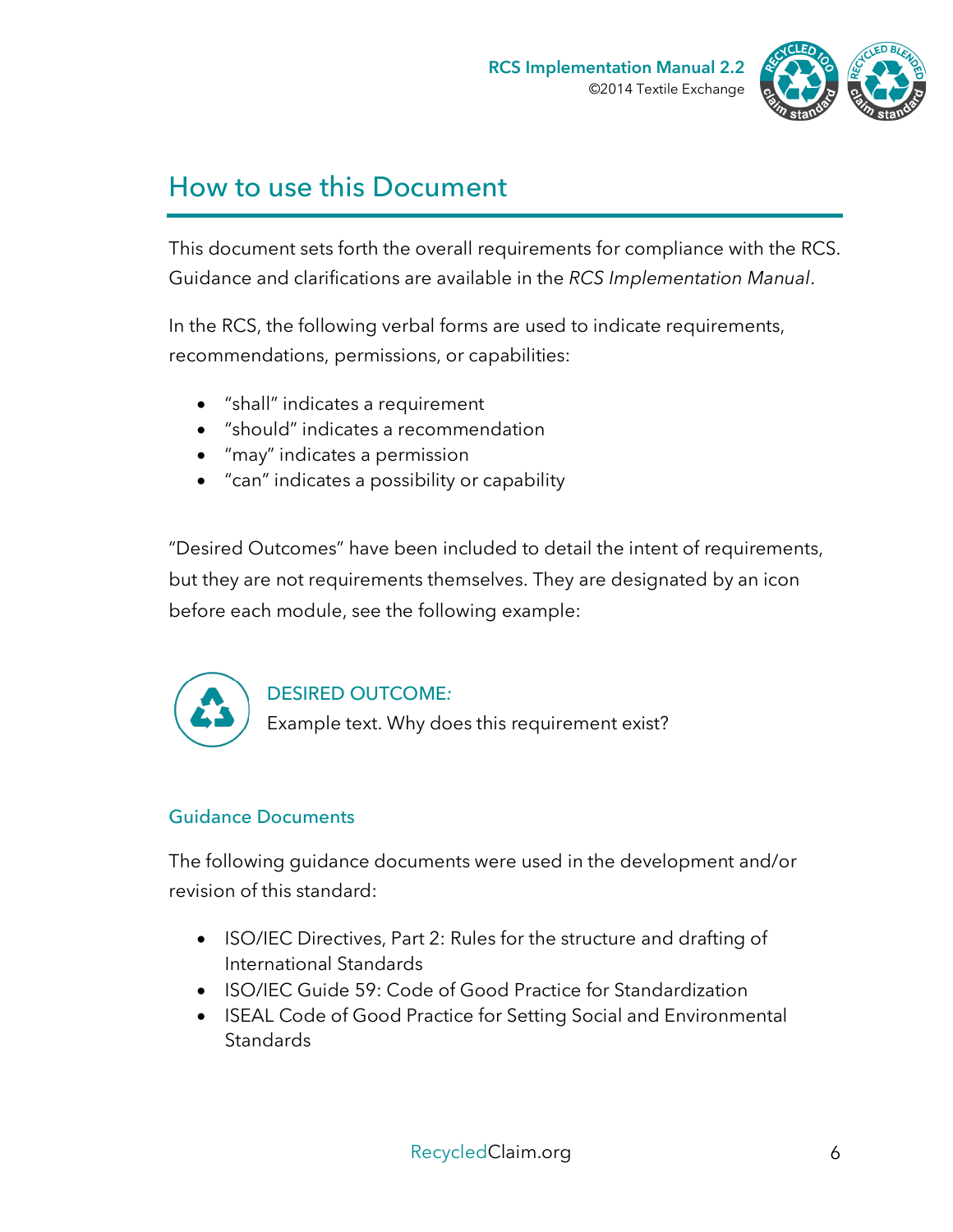# How to use this Document

This document sets forth the overall requirements for compliance with the RCS. Guidance and clarifications are available in the *RCS Implementation Manual*.

In the RCS, the following verbal forms are used to indicate requirements, recommendations, permissions, or capabilities:

- "shall" indicates a requirement
- "should" indicates a recommendation
- "may" indicates a permission
- "can" indicates a possibility or capability

"Desired Outcomes" have been included to detail the intent of requirements, but they are not requirements themselves. They are designated by an icon before each module, see the following example:

DESIRED OUTCOME:
Example text. Why does this requirement exist?

## Guidance Documents

The following guidance documents were used in the development and/or revision of this standard:

- ISO/IEC Directives, Part 2: Rules for the structure and drafting of International Standards
- ISO/IEC Guide 59: Code of Good Practice for Standardization
- ISEAL Code of Good Practice for Setting Social and Environmental Standards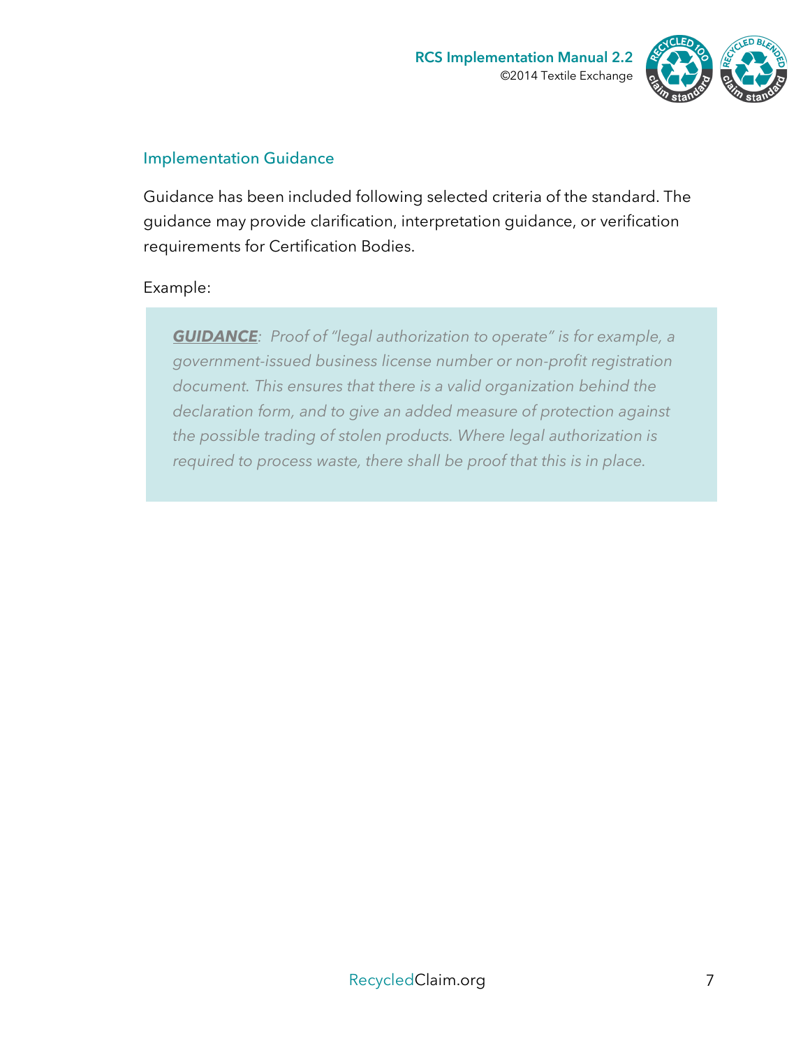## Implementation Guidance

Guidance has been included following selected criteria of the standard. The guidance may provide clarification, interpretation guidance, or verification requirements for Certification Bodies.

Example:

> ***GUIDANCE***: *Proof of "legal authorization to operate" is for example, a government-issued business license number or non-profit registration document. This ensures that there is a valid organization behind the declaration form, and to give an added measure of protection against the possible trading of stolen products. Where legal authorization is required to process waste, there shall be proof that this is in place.*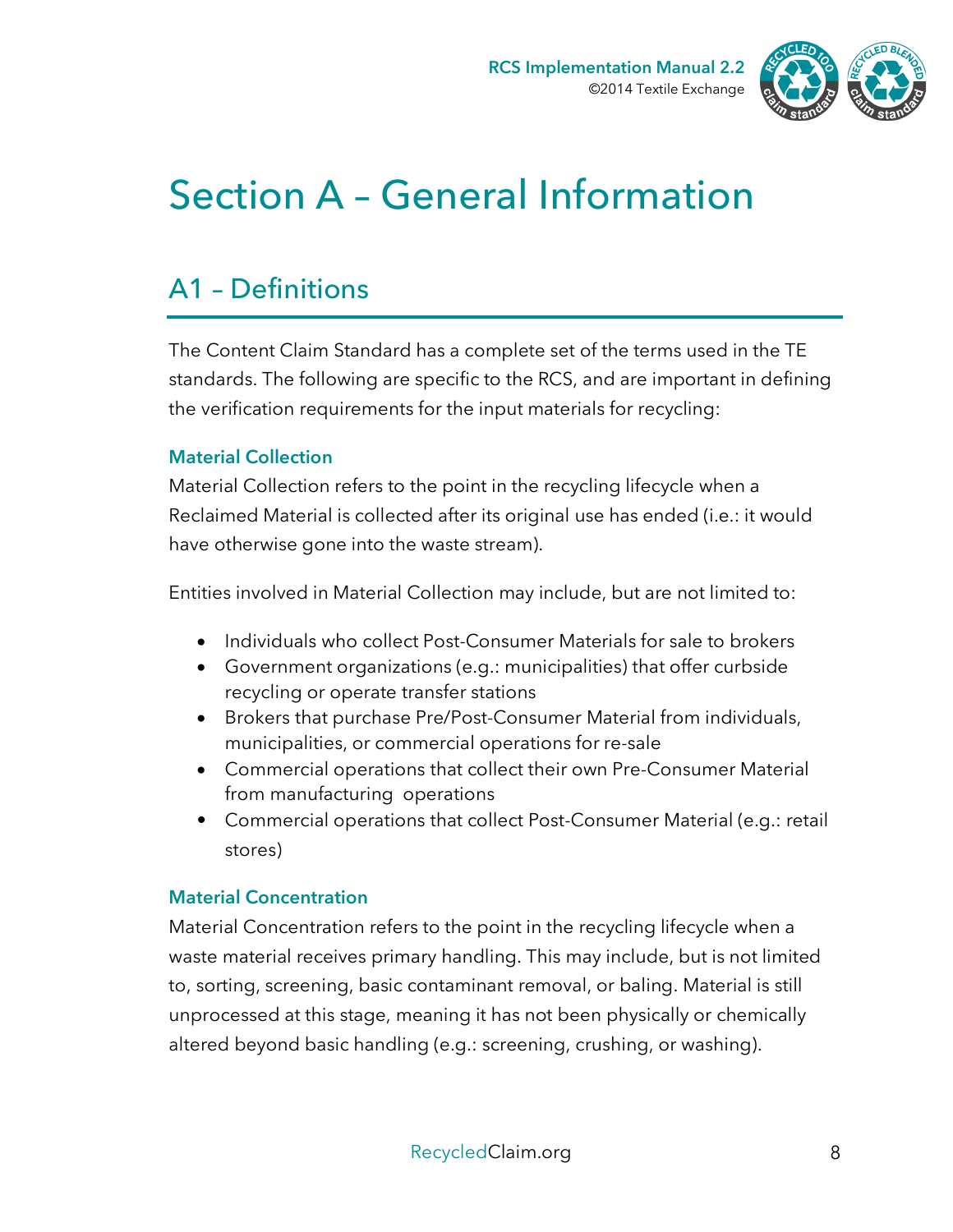# Section A – General Information

## A1 – Definitions

The Content Claim Standard has a complete set of the terms used in the TE standards. The following are specific to the RCS, and are important in defining the verification requirements for the input materials for recycling:

### Material Collection

Material Collection refers to the point in the recycling lifecycle when a Reclaimed Material is collected after its original use has ended (i.e.: it would have otherwise gone into the waste stream).

Entities involved in Material Collection may include, but are not limited to:

- Individuals who collect Post-Consumer Materials for sale to brokers
- Government organizations (e.g.: municipalities) that offer curbside recycling or operate transfer stations
- Brokers that purchase Pre/Post-Consumer Material from individuals, municipalities, or commercial operations for re-sale
- Commercial operations that collect their own Pre-Consumer Material from manufacturing operations
- Commercial operations that collect Post-Consumer Material (e.g.: retail stores)

### Material Concentration

Material Concentration refers to the point in the recycling lifecycle when a waste material receives primary handling. This may include, but is not limited to, sorting, screening, basic contaminant removal, or baling. Material is still unprocessed at this stage, meaning it has not been physically or chemically altered beyond basic handling (e.g.: screening, crushing, or washing).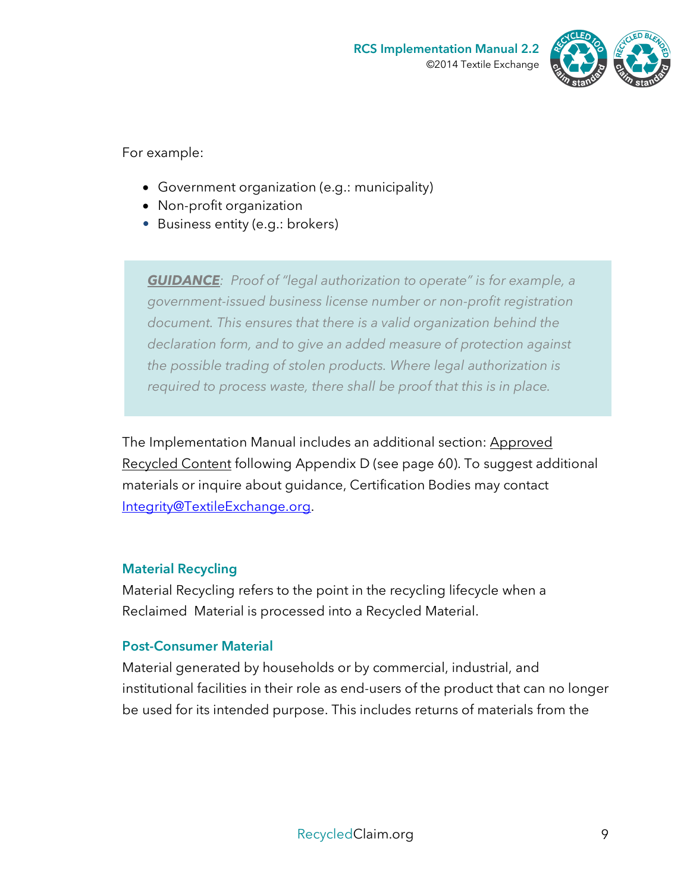For example:

- Government organization (e.g.: municipality)
- Non-profit organization
- Business entity (e.g.: brokers)

> ***GUIDANCE***: *Proof of "legal authorization to operate" is for example, a government-issued business license number or non-profit registration document. This ensures that there is a valid organization behind the declaration form, and to give an added measure of protection against the possible trading of stolen products. Where legal authorization is required to process waste, there shall be proof that this is in place.*

The Implementation Manual includes an additional section: Approved Recycled Content following Appendix D (see page 60). To suggest additional materials or inquire about guidance, Certification Bodies may contact Integrity@TextileExchange.org.

### Material Recycling

Material Recycling refers to the point in the recycling lifecycle when a Reclaimed Material is processed into a Recycled Material.

### Post-Consumer Material

Material generated by households or by commercial, industrial, and institutional facilities in their role as end-users of the product that can no longer be used for its intended purpose. This includes returns of materials from the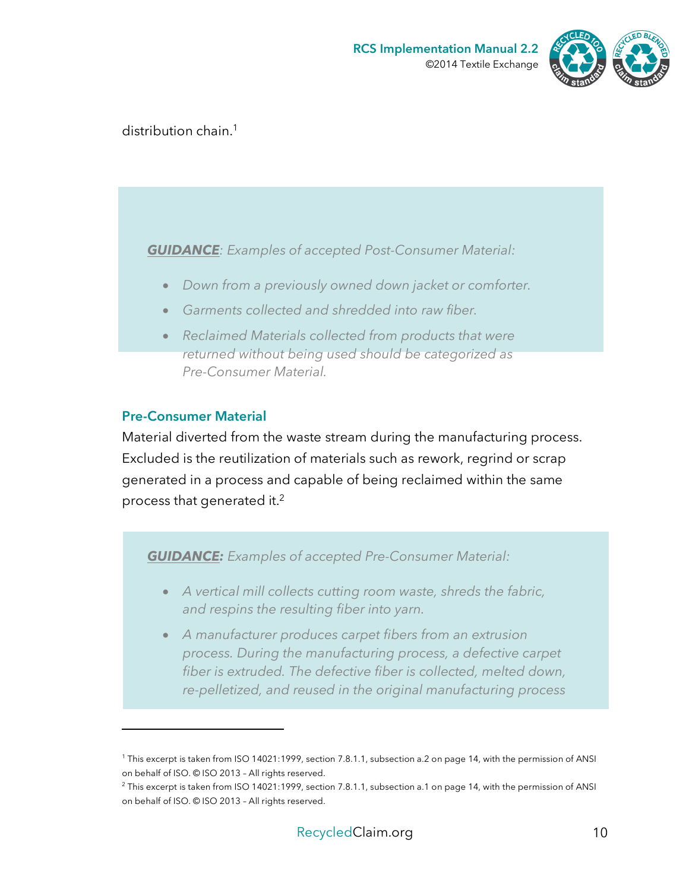distribution chain.[1]

***GUIDANCE***: *Examples of accepted Post-Consumer Material:*

- *Down from a previously owned down jacket or comforter.*
- *Garments collected and shredded into raw fiber.*
- *Reclaimed Materials collected from products that were returned without being used should be categorized as Pre-Consumer Material.*

### Pre-Consumer Material

Material diverted from the waste stream during the manufacturing process. Excluded is the reutilization of materials such as rework, regrind or scrap generated in a process and capable of being reclaimed within the same process that generated it.[2]

***GUIDANCE:*** *Examples of accepted Pre-Consumer Material:*

- *A vertical mill collects cutting room waste, shreds the fabric, and respins the resulting fiber into yarn.*
- *A manufacturer produces carpet fibers from an extrusion process. During the manufacturing process, a defective carpet fiber is extruded. The defective fiber is collected, melted down, re-pelletized, and reused in the original manufacturing process*

---

[1] This excerpt is taken from ISO 14021:1999, section 7.8.1.1, subsection a.2 on page 14, with the permission of ANSI on behalf of ISO. © ISO 2013 – All rights reserved.

[2] This excerpt is taken from ISO 14021:1999, section 7.8.1.1, subsection a.1 on page 14, with the permission of ANSI on behalf of ISO. © ISO 2013 – All rights reserved.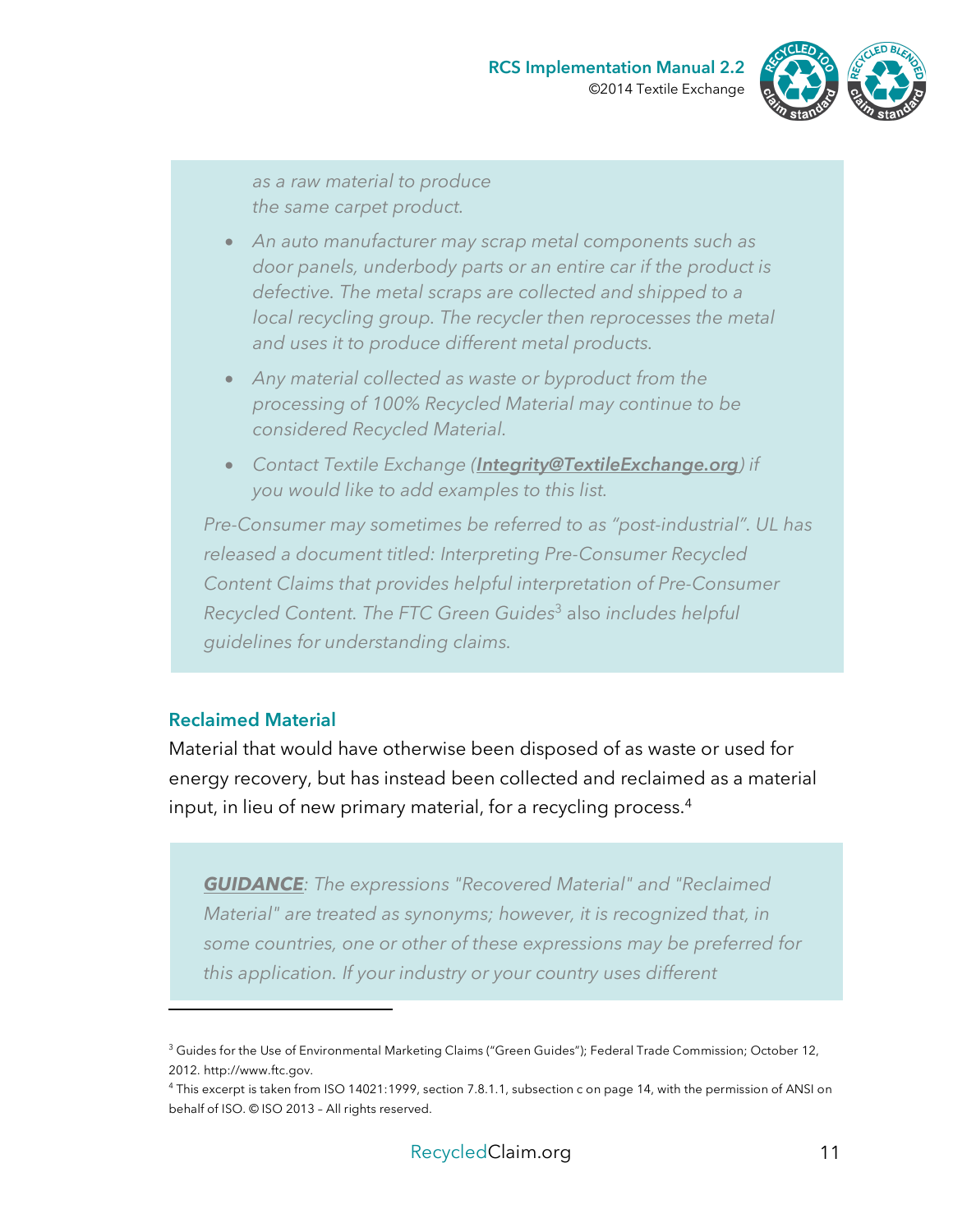*as a raw material to produce the same carpet product.*

- *An auto manufacturer may scrap metal components such as door panels, underbody parts or an entire car if the product is defective. The metal scraps are collected and shipped to a local recycling group. The recycler then reprocesses the metal and uses it to produce different metal products.*
- *Any material collected as waste or byproduct from the processing of 100% Recycled Material may continue to be considered Recycled Material.*
- *Contact Textile Exchange (**Integrity@TextileExchange.org**) if you would like to add examples to this list.*

*Pre-Consumer may sometimes be referred to as "post-industrial". UL has released a document titled: Interpreting Pre-Consumer Recycled Content Claims that provides helpful interpretation of Pre-Consumer Recycled Content. The FTC Green Guides*[3] also *includes helpful guidelines for understanding claims.*

### Reclaimed Material

Material that would have otherwise been disposed of as waste or used for energy recovery, but has instead been collected and reclaimed as a material input, in lieu of new primary material, for a recycling process.[4]

***GUIDANCE***: *The expressions "Recovered Material" and "Reclaimed Material" are treated as synonyms; however, it is recognized that, in some countries, one or other of these expressions may be preferred for this application. If your industry or your country uses different*

---

[3] Guides for the Use of Environmental Marketing Claims ("Green Guides"); Federal Trade Commission; October 12, 2012. http://www.ftc.gov.

[4] This excerpt is taken from ISO 14021:1999, section 7.8.1.1, subsection c on page 14, with the permission of ANSI on behalf of ISO. © ISO 2013 – All rights reserved.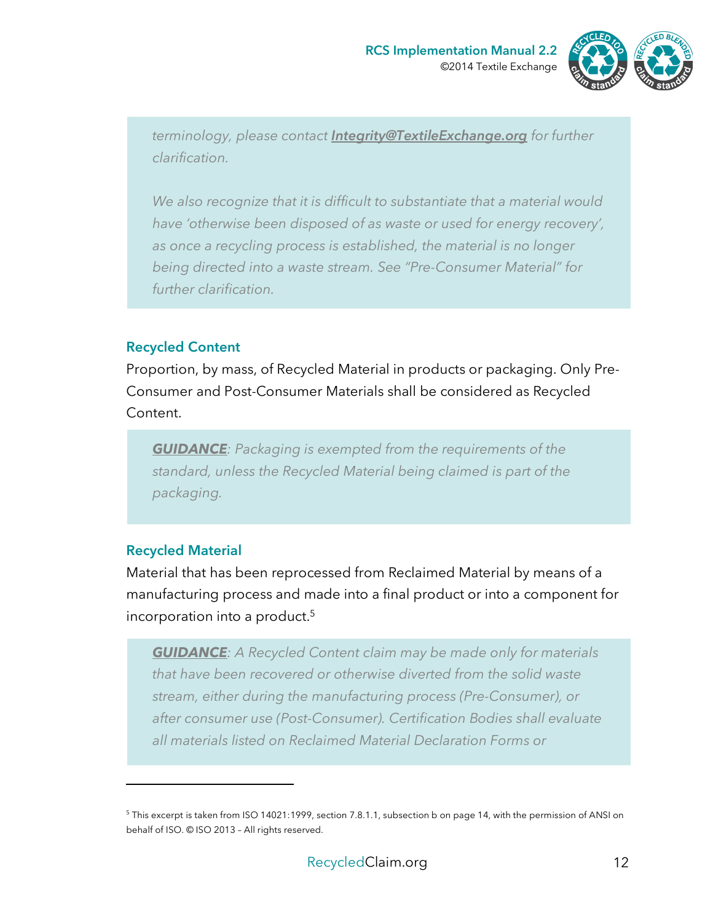*terminology, please contact* ***Integrity@TextileExchange.org*** *for further clarification.*

*We also recognize that it is difficult to substantiate that a material would have 'otherwise been disposed of as waste or used for energy recovery', as once a recycling process is established, the material is no longer being directed into a waste stream. See "Pre-Consumer Material" for further clarification.*

### Recycled Content

Proportion, by mass, of Recycled Material in products or packaging. Only Pre-Consumer and Post-Consumer Materials shall be considered as Recycled Content.

> ***GUIDANCE****: Packaging is exempted from the requirements of the standard, unless the Recycled Material being claimed is part of the packaging.*

### Recycled Material

Material that has been reprocessed from Reclaimed Material by means of a manufacturing process and made into a final product or into a component for incorporation into a product.[5]

> ***GUIDANCE****: A Recycled Content claim may be made only for materials that have been recovered or otherwise diverted from the solid waste stream, either during the manufacturing process (Pre-Consumer), or after consumer use (Post-Consumer). Certification Bodies shall evaluate all materials listed on Reclaimed Material Declaration Forms or*

[5] This excerpt is taken from ISO 14021:1999, section 7.8.1.1, subsection b on page 14, with the permission of ANSI on behalf of ISO. © ISO 2013 – All rights reserved.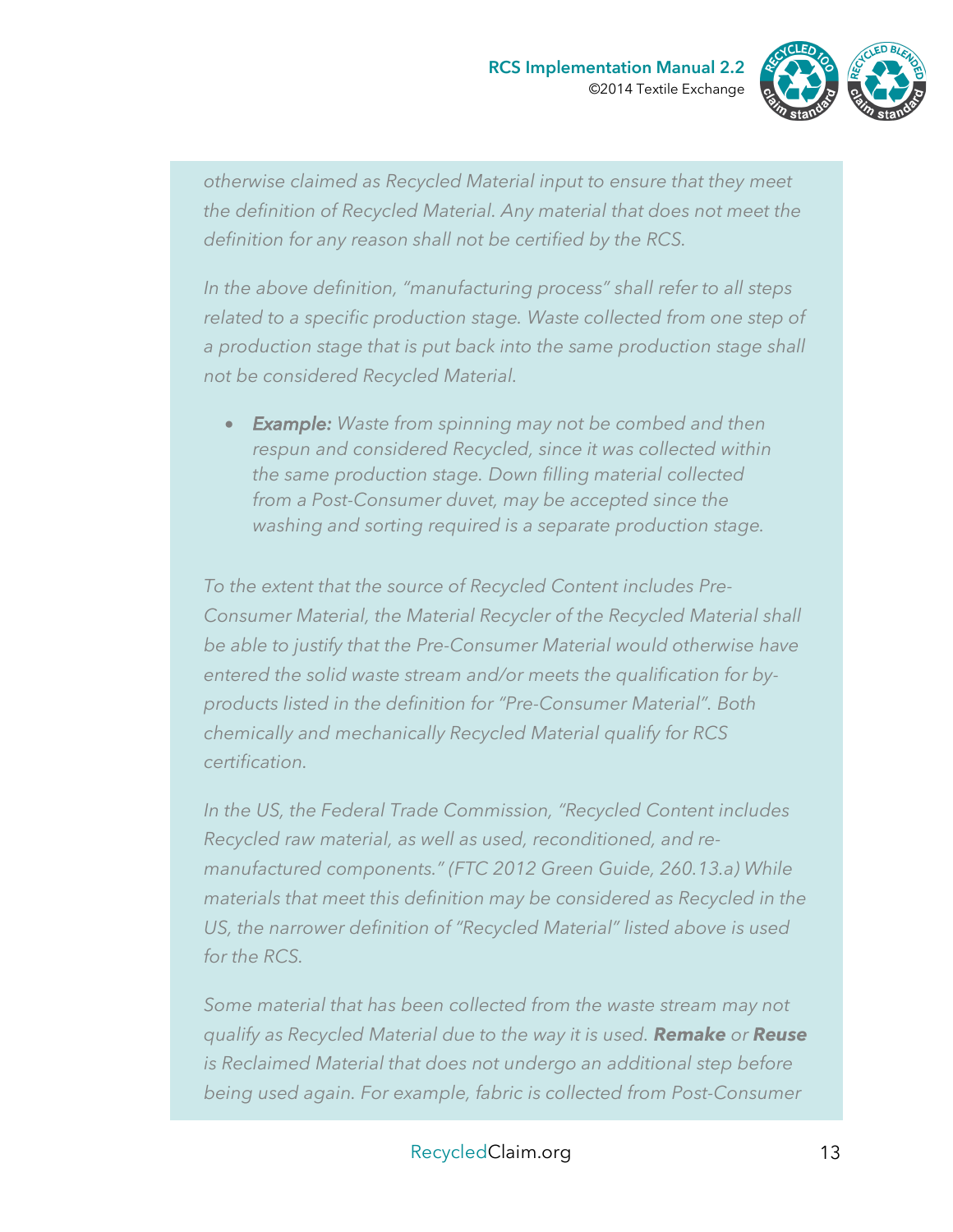*otherwise claimed as Recycled Material input to ensure that they meet the definition of Recycled Material. Any material that does not meet the definition for any reason shall not be certified by the RCS.*

*In the above definition, "manufacturing process" shall refer to all steps related to a specific production stage. Waste collected from one step of a production stage that is put back into the same production stage shall not be considered Recycled Material.*

- ***Example:*** *Waste from spinning may not be combed and then respun and considered Recycled, since it was collected within the same production stage. Down filling material collected from a Post-Consumer duvet, may be accepted since the washing and sorting required is a separate production stage.*

*To the extent that the source of Recycled Content includes Pre-Consumer Material, the Material Recycler of the Recycled Material shall be able to justify that the Pre-Consumer Material would otherwise have entered the solid waste stream and/or meets the qualification for by-products listed in the definition for "Pre-Consumer Material". Both chemically and mechanically Recycled Material qualify for RCS certification.*

*In the US, the Federal Trade Commission, "Recycled Content includes Recycled raw material, as well as used, reconditioned, and re-manufactured components." (FTC 2012 Green Guide, 260.13.a) While materials that meet this definition may be considered as Recycled in the US, the narrower definition of "Recycled Material" listed above is used for the RCS.*

*Some material that has been collected from the waste stream may not qualify as Recycled Material due to the way it is used.* ***Remake*** *or* ***Reuse*** *is Reclaimed Material that does not undergo an additional step before being used again. For example, fabric is collected from Post-Consumer*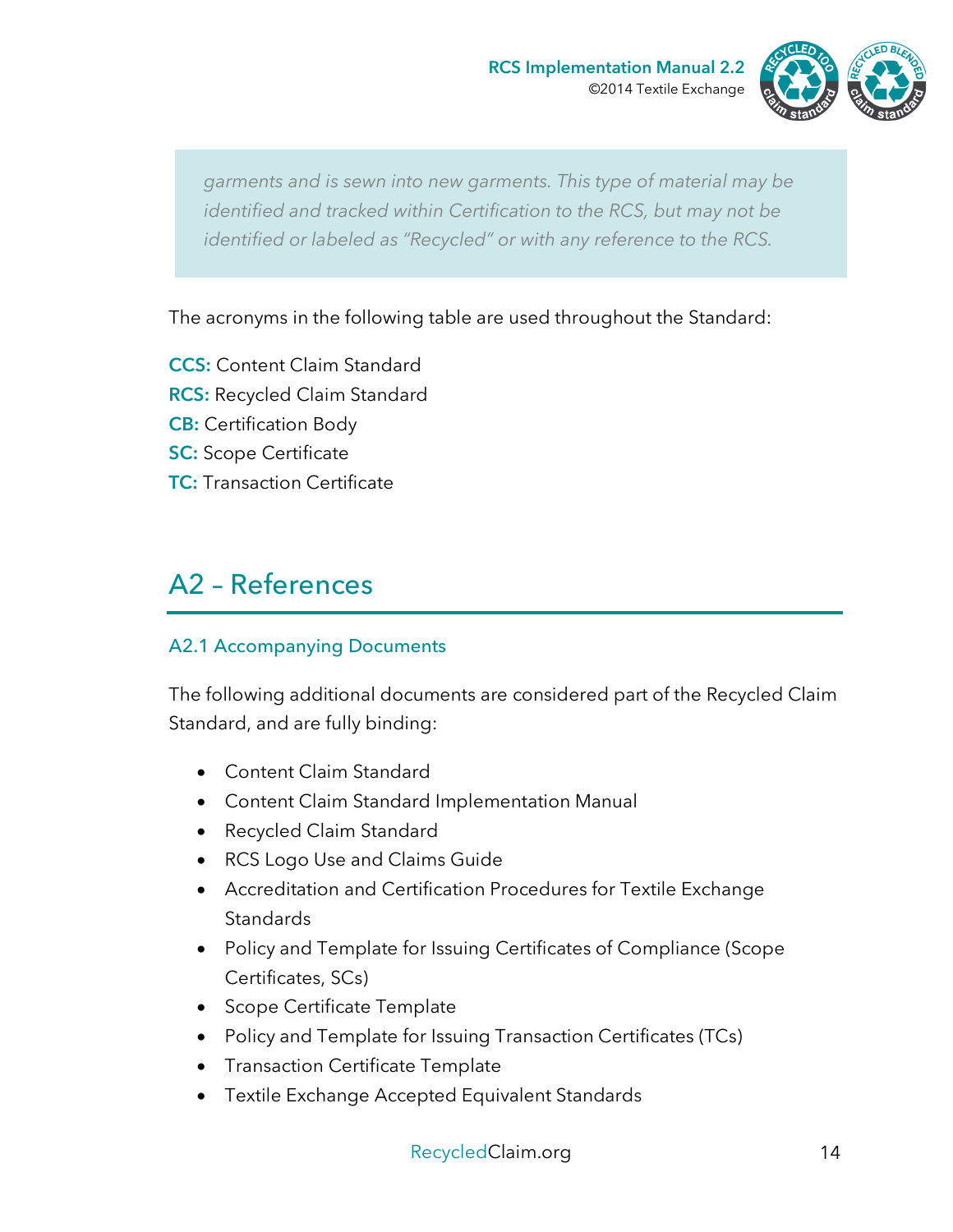*garments and is sewn into new garments. This type of material may be identified and tracked within Certification to the RCS, but may not be identified or labeled as "Recycled" or with any reference to the RCS.*

The acronyms in the following table are used throughout the Standard:

**CCS:** Content Claim Standard
**RCS:** Recycled Claim Standard
**CB:** Certification Body
**SC:** Scope Certificate
**TC:** Transaction Certificate

## A2 – References

### A2.1 Accompanying Documents

The following additional documents are considered part of the Recycled Claim Standard, and are fully binding:

- Content Claim Standard
- Content Claim Standard Implementation Manual
- Recycled Claim Standard
- RCS Logo Use and Claims Guide
- Accreditation and Certification Procedures for Textile Exchange Standards
- Policy and Template for Issuing Certificates of Compliance (Scope Certificates, SCs)
- Scope Certificate Template
- Policy and Template for Issuing Transaction Certificates (TCs)
- Transaction Certificate Template
- Textile Exchange Accepted Equivalent Standards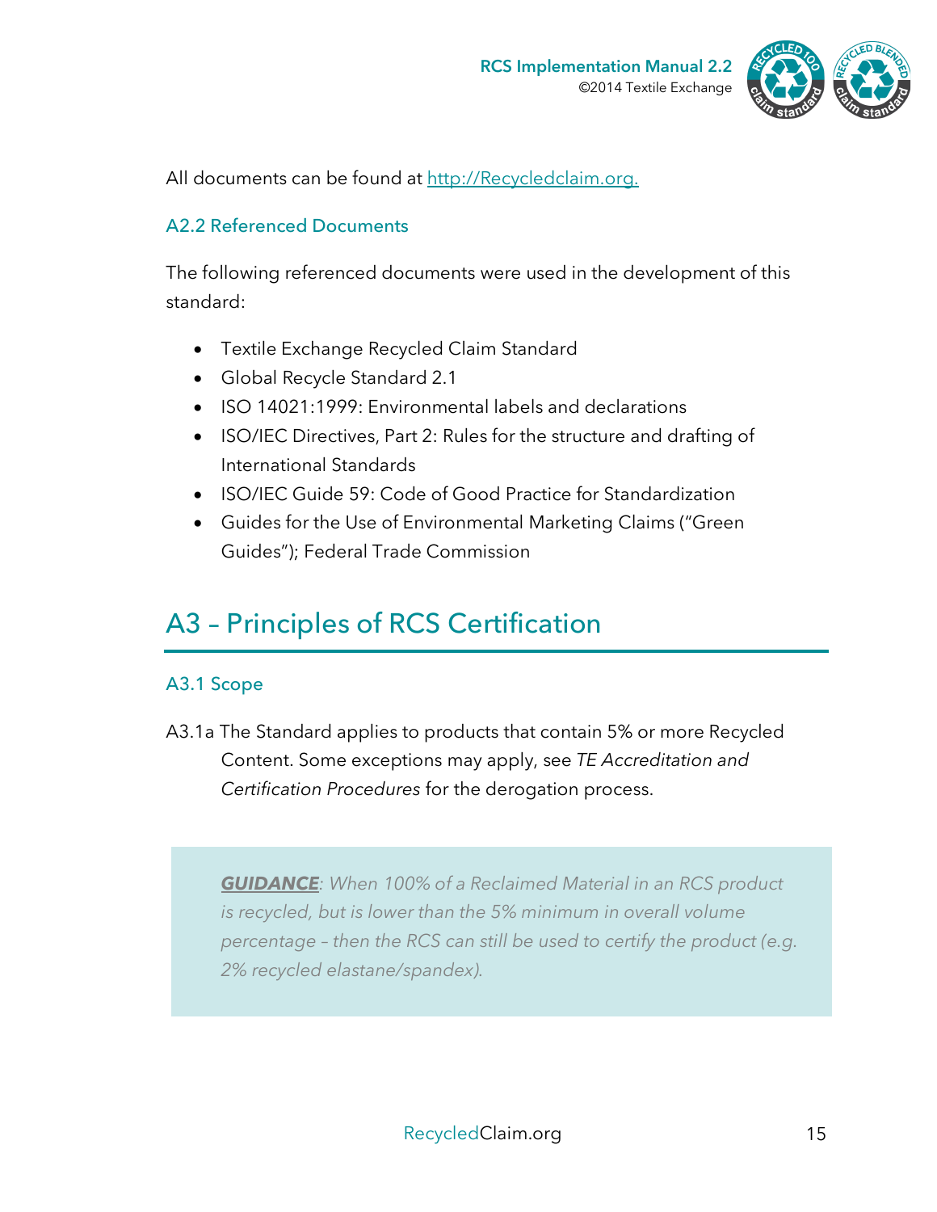All documents can be found at [http://Recycledclaim.org.](http://Recycledclaim.org)

### A2.2 Referenced Documents

The following referenced documents were used in the development of this standard:

- Textile Exchange Recycled Claim Standard
- Global Recycle Standard 2.1
- ISO 14021:1999: Environmental labels and declarations
- ISO/IEC Directives, Part 2: Rules for the structure and drafting of International Standards
- ISO/IEC Guide 59: Code of Good Practice for Standardization
- Guides for the Use of Environmental Marketing Claims ("Green Guides"); Federal Trade Commission

## A3 – Principles of RCS Certification

### A3.1 Scope

A3.1a The Standard applies to products that contain 5% or more Recycled Content. Some exceptions may apply, see *TE Accreditation and Certification Procedures* for the derogation process.

> ***GUIDANCE***: *When 100% of a Reclaimed Material in an RCS product is recycled, but is lower than the 5% minimum in overall volume percentage – then the RCS can still be used to certify the product (e.g. 2% recycled elastane/spandex).*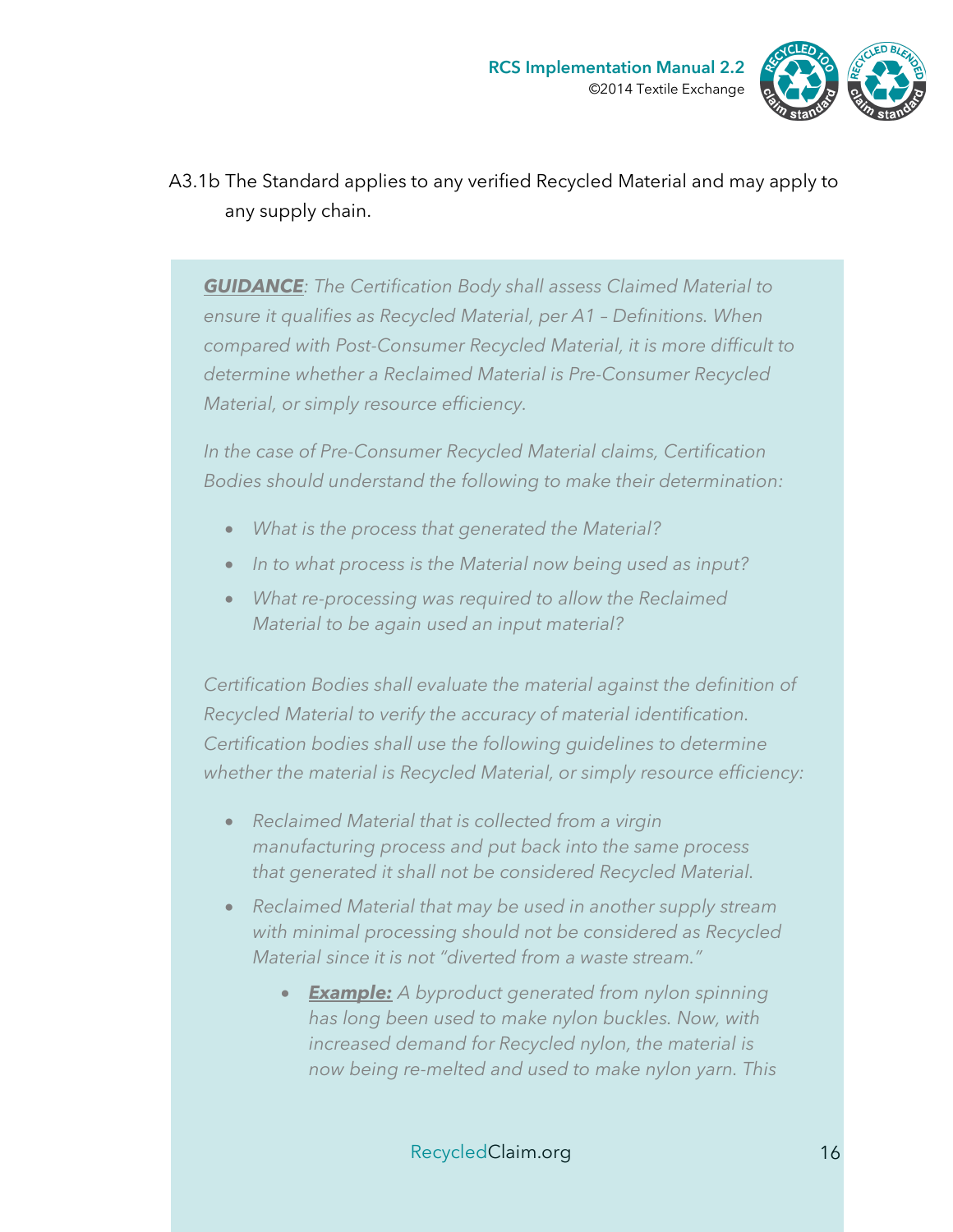A3.1b The Standard applies to any verified Recycled Material and may apply to any supply chain.

***<u>GUIDANCE</u>***: *The Certification Body shall assess Claimed Material to ensure it qualifies as Recycled Material, per A1 – Definitions. When compared with Post-Consumer Recycled Material, it is more difficult to determine whether a Reclaimed Material is Pre-Consumer Recycled Material, or simply resource efficiency.*

*In the case of Pre-Consumer Recycled Material claims, Certification Bodies should understand the following to make their determination:*

- *What is the process that generated the Material?*
- *In to what process is the Material now being used as input?*
- *What re-processing was required to allow the Reclaimed Material to be again used an input material?*

*Certification Bodies shall evaluate the material against the definition of Recycled Material to verify the accuracy of material identification. Certification bodies shall use the following guidelines to determine whether the material is Recycled Material, or simply resource efficiency:*

- *Reclaimed Material that is collected from a virgin manufacturing process and put back into the same process that generated it shall not be considered Recycled Material.*
- *Reclaimed Material that may be used in another supply stream with minimal processing should not be considered as Recycled Material since it is not "diverted from a waste stream."*
    - ***<u>Example:</u>*** *A byproduct generated from nylon spinning has long been used to make nylon buckles. Now, with increased demand for Recycled nylon, the material is now being re-melted and used to make nylon yarn. This*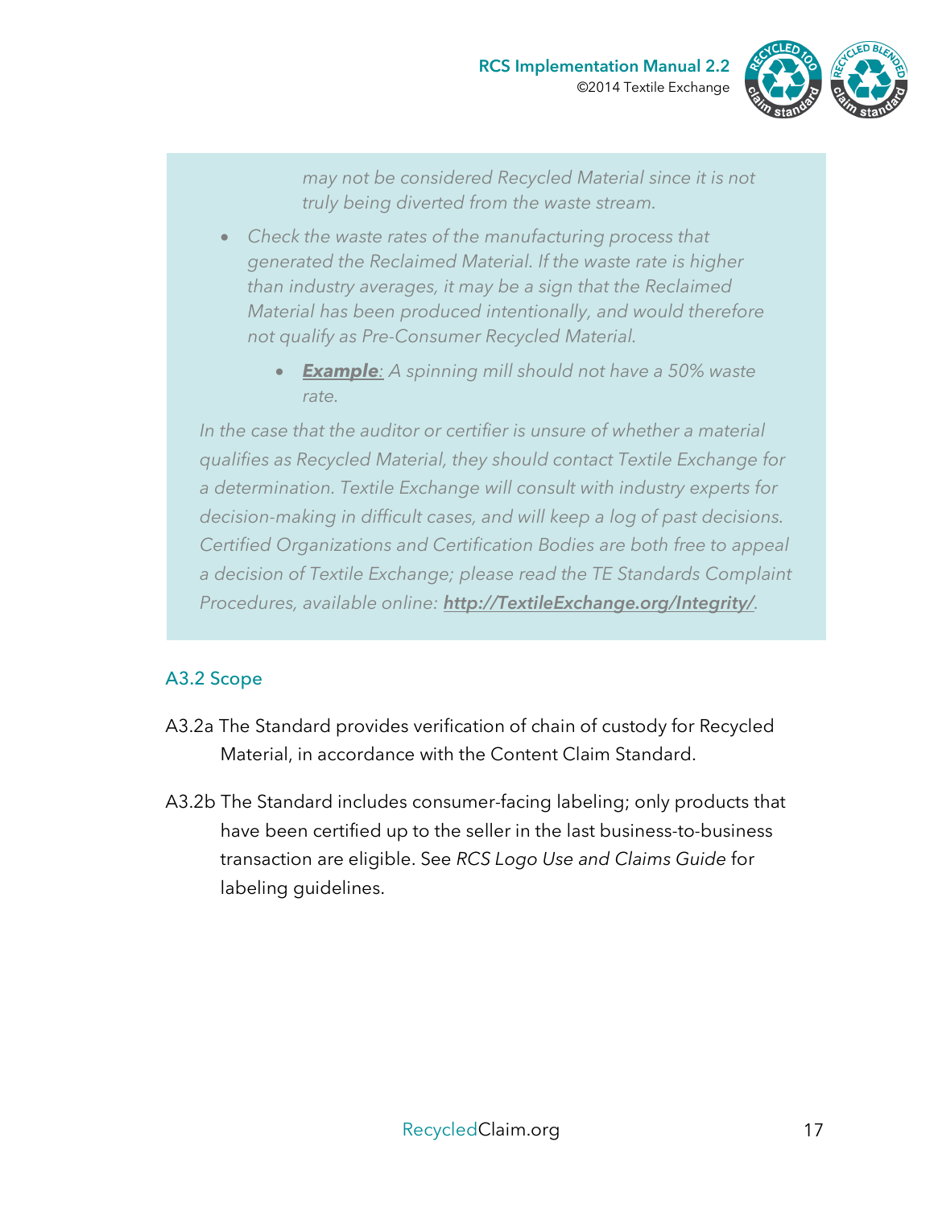*may not be considered Recycled Material since it is not truly being diverted from the waste stream.*

- *Check the waste rates of the manufacturing process that generated the Reclaimed Material. If the waste rate is higher than industry averages, it may be a sign that the Reclaimed Material has been produced intentionally, and would therefore not qualify as Pre-Consumer Recycled Material.*
    - ***Example**: A spinning mill should not have a 50% waste rate.*

*In the case that the auditor or certifier is unsure of whether a material qualifies as Recycled Material, they should contact Textile Exchange for a determination. Textile Exchange will consult with industry experts for decision-making in difficult cases, and will keep a log of past decisions. Certified Organizations and Certification Bodies are both free to appeal a decision of Textile Exchange; please read the TE Standards Complaint Procedures, available online: **http://TextileExchange.org/Integrity/**.*

### A3.2 Scope

A3.2a The Standard provides verification of chain of custody for Recycled Material, in accordance with the Content Claim Standard.

A3.2b The Standard includes consumer-facing labeling; only products that have been certified up to the seller in the last business-to-business transaction are eligible. See *RCS Logo Use and Claims Guide* for labeling guidelines.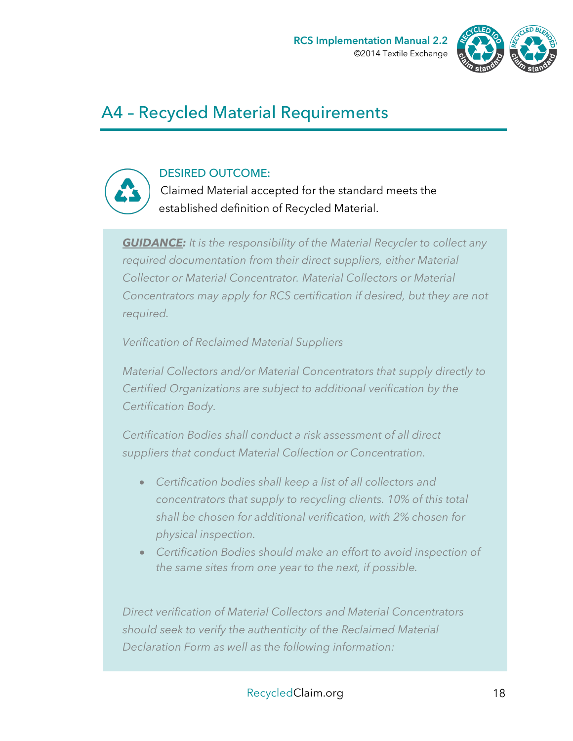# A4 – Recycled Material Requirements

DESIRED OUTCOME:

Claimed Material accepted for the standard meets the established definition of Recycled Material.

***GUIDANCE:*** *It is the responsibility of the Material Recycler to collect any required documentation from their direct suppliers, either Material Collector or Material Concentrator. Material Collectors or Material Concentrators may apply for RCS certification if desired, but they are not required.*

*Verification of Reclaimed Material Suppliers*

*Material Collectors and/or Material Concentrators that supply directly to Certified Organizations are subject to additional verification by the Certification Body.*

*Certification Bodies shall conduct a risk assessment of all direct suppliers that conduct Material Collection or Concentration.*

- *Certification bodies shall keep a list of all collectors and concentrators that supply to recycling clients. 10% of this total shall be chosen for additional verification, with 2% chosen for physical inspection.*
- *Certification Bodies should make an effort to avoid inspection of the same sites from one year to the next, if possible.*

*Direct verification of Material Collectors and Material Concentrators should seek to verify the authenticity of the Reclaimed Material Declaration Form as well as the following information:*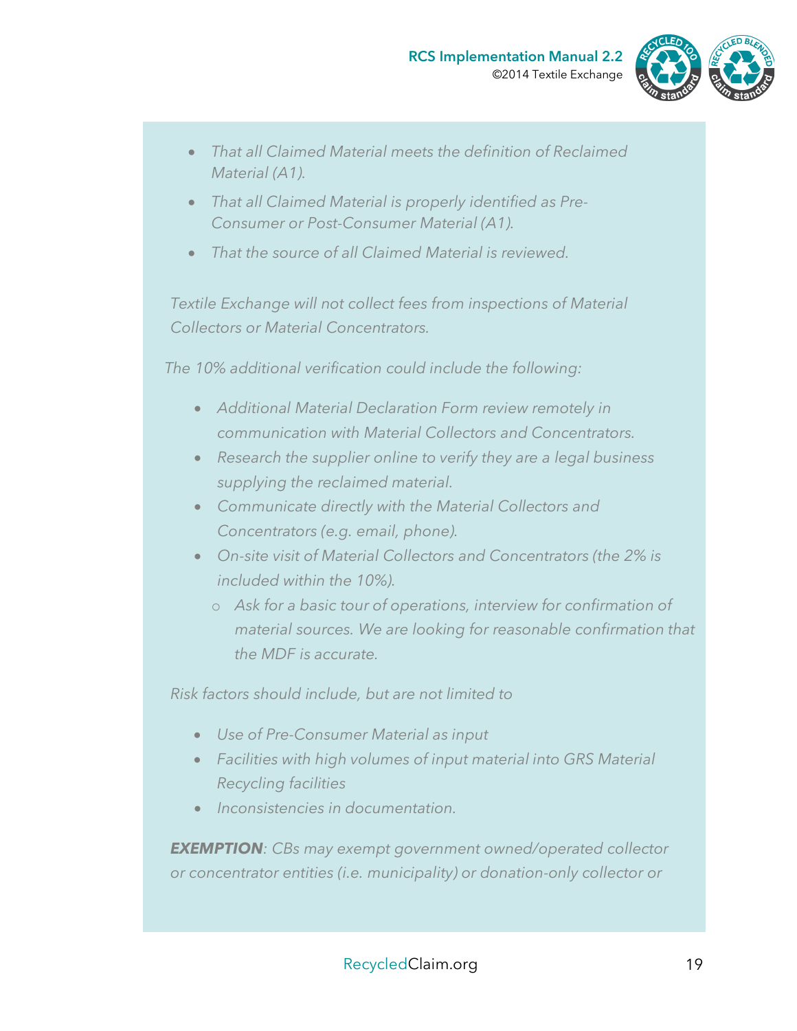- *That all Claimed Material meets the definition of Reclaimed Material (A1).*
- *That all Claimed Material is properly identified as Pre-Consumer or Post-Consumer Material (A1).*
- *That the source of all Claimed Material is reviewed.*

*Textile Exchange will not collect fees from inspections of Material Collectors or Material Concentrators.*

*The 10% additional verification could include the following:*

- *Additional Material Declaration Form review remotely in communication with Material Collectors and Concentrators.*
- *Research the supplier online to verify they are a legal business supplying the reclaimed material.*
- *Communicate directly with the Material Collectors and Concentrators (e.g. email, phone).*
- *On-site visit of Material Collectors and Concentrators (the 2% is included within the 10%).*
  - *Ask for a basic tour of operations, interview for confirmation of material sources. We are looking for reasonable confirmation that the MDF is accurate.*

*Risk factors should include, but are not limited to*

- *Use of Pre-Consumer Material as input*
- *Facilities with high volumes of input material into GRS Material Recycling facilities*
- *Inconsistencies in documentation.*

***EXEMPTION**: CBs may exempt government owned/operated collector or concentrator entities (i.e. municipality) or donation-only collector or*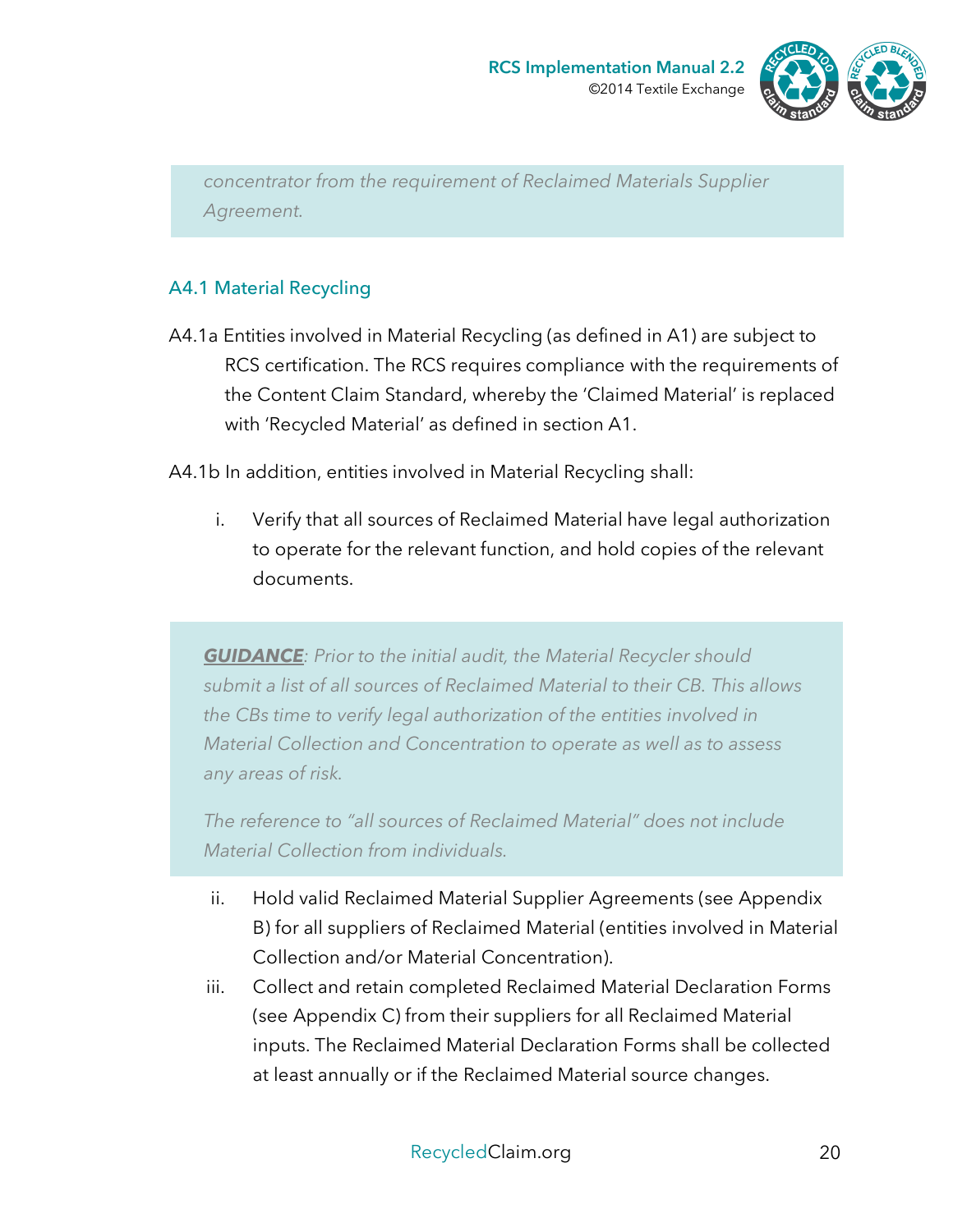*concentrator from the requirement of Reclaimed Materials Supplier Agreement.*

### A4.1 Material Recycling

A4.1a Entities involved in Material Recycling (as defined in A1) are subject to RCS certification. The RCS requires compliance with the requirements of the Content Claim Standard, whereby the 'Claimed Material' is replaced with 'Recycled Material' as defined in section A1.

A4.1b In addition, entities involved in Material Recycling shall:

i. Verify that all sources of Reclaimed Material have legal authorization to operate for the relevant function, and hold copies of the relevant documents.

> ***GUIDANCE***: *Prior to the initial audit, the Material Recycler should submit a list of all sources of Reclaimed Material to their CB. This allows the CBs time to verify legal authorization of the entities involved in Material Collection and Concentration to operate as well as to assess any areas of risk.*
>
> *The reference to "all sources of Reclaimed Material" does not include Material Collection from individuals.*

ii. Hold valid Reclaimed Material Supplier Agreements (see Appendix B) for all suppliers of Reclaimed Material (entities involved in Material Collection and/or Material Concentration).

iii. Collect and retain completed Reclaimed Material Declaration Forms (see Appendix C) from their suppliers for all Reclaimed Material inputs. The Reclaimed Material Declaration Forms shall be collected at least annually or if the Reclaimed Material source changes.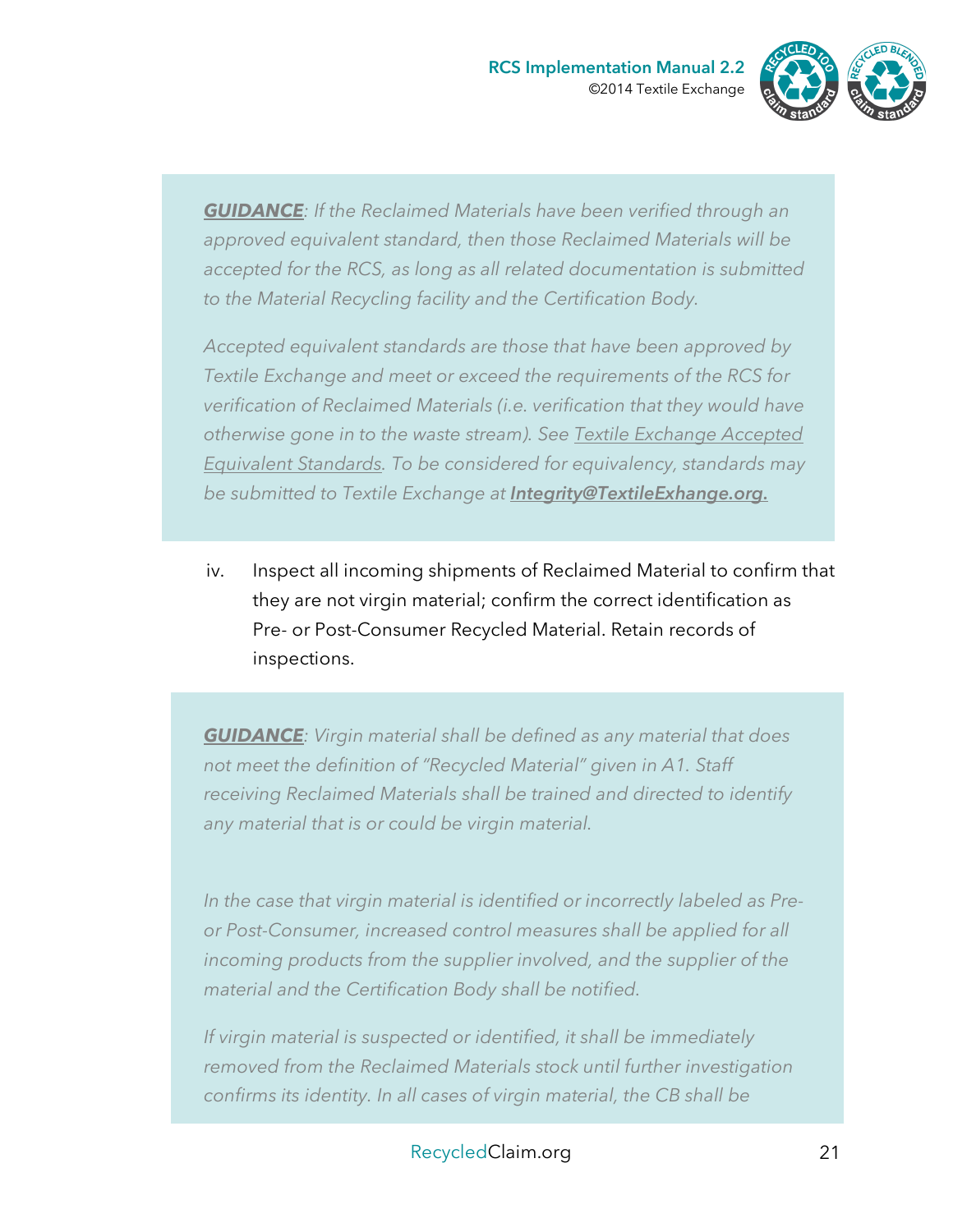***GUIDANCE***: *If the Reclaimed Materials have been verified through an approved equivalent standard, then those Reclaimed Materials will be accepted for the RCS, as long as all related documentation is submitted to the Material Recycling facility and the Certification Body.*

*Accepted equivalent standards are those that have been approved by Textile Exchange and meet or exceed the requirements of the RCS for verification of Reclaimed Materials (i.e. verification that they would have otherwise gone in to the waste stream). See Textile Exchange Accepted Equivalent Standards. To be considered for equivalency, standards may be submitted to Textile Exchange at* ***Integrity@TextileExchange.org.***

iv. Inspect all incoming shipments of Reclaimed Material to confirm that they are not virgin material; confirm the correct identification as Pre- or Post-Consumer Recycled Material. Retain records of inspections.

***GUIDANCE***: *Virgin material shall be defined as any material that does not meet the definition of "Recycled Material" given in A1. Staff receiving Reclaimed Materials shall be trained and directed to identify any material that is or could be virgin material.*

*In the case that virgin material is identified or incorrectly labeled as Pre- or Post-Consumer, increased control measures shall be applied for all incoming products from the supplier involved, and the supplier of the material and the Certification Body shall be notified.*

*If virgin material is suspected or identified, it shall be immediately removed from the Reclaimed Materials stock until further investigation confirms its identity. In all cases of virgin material, the CB shall be*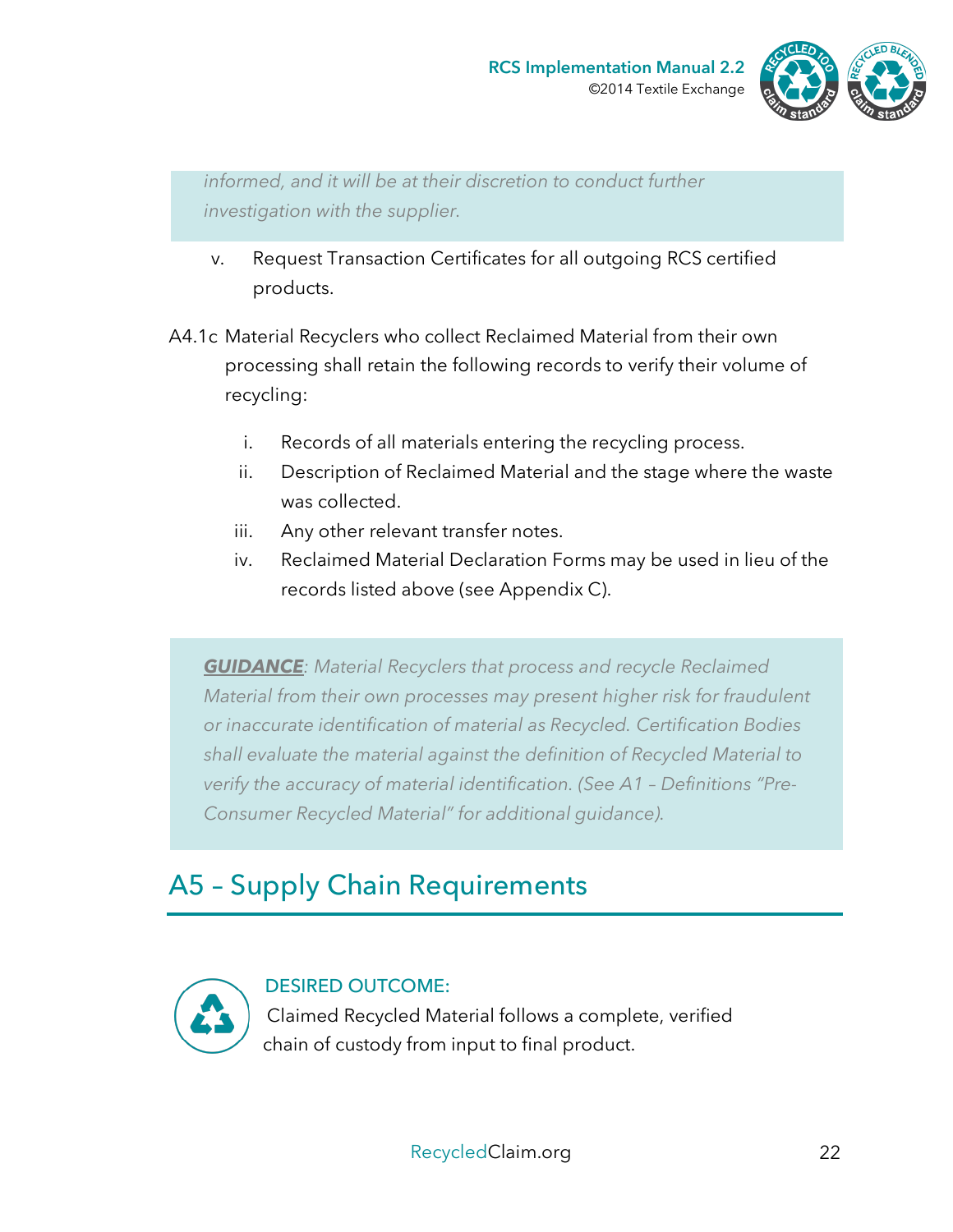*informed, and it will be at their discretion to conduct further investigation with the supplier.*

v. Request Transaction Certificates for all outgoing RCS certified products.

A4.1c Material Recyclers who collect Reclaimed Material from their own processing shall retain the following records to verify their volume of recycling:

i. Records of all materials entering the recycling process.
ii. Description of Reclaimed Material and the stage where the waste was collected.
iii. Any other relevant transfer notes.
iv. Reclaimed Material Declaration Forms may be used in lieu of the records listed above (see Appendix C).

***GUIDANCE***: *Material Recyclers that process and recycle Reclaimed Material from their own processes may present higher risk for fraudulent or inaccurate identification of material as Recycled. Certification Bodies shall evaluate the material against the definition of Recycled Material to verify the accuracy of material identification. (See A1 – Definitions "Pre-Consumer Recycled Material" for additional guidance).*

## A5 – Supply Chain Requirements

DESIRED OUTCOME:
Claimed Recycled Material follows a complete, verified chain of custody from input to final product.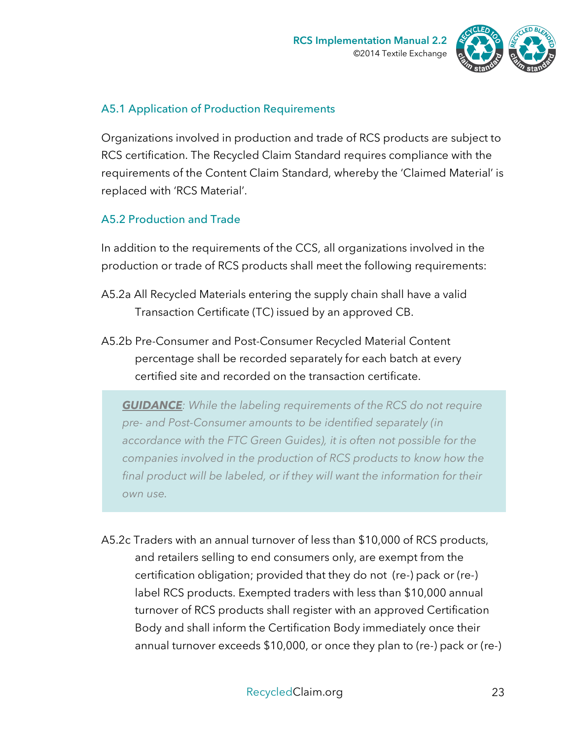### A5.1 Application of Production Requirements

Organizations involved in production and trade of RCS products are subject to RCS certification. The Recycled Claim Standard requires compliance with the requirements of the Content Claim Standard, whereby the 'Claimed Material' is replaced with 'RCS Material'.

### A5.2 Production and Trade

In addition to the requirements of the CCS, all organizations involved in the production or trade of RCS products shall meet the following requirements:

A5.2a All Recycled Materials entering the supply chain shall have a valid Transaction Certificate (TC) issued by an approved CB.

A5.2b Pre-Consumer and Post-Consumer Recycled Material Content percentage shall be recorded separately for each batch at every certified site and recorded on the transaction certificate.

> ***GUIDANCE***: *While the labeling requirements of the RCS do not require pre- and Post-Consumer amounts to be identified separately (in accordance with the FTC Green Guides), it is often not possible for the companies involved in the production of RCS products to know how the final product will be labeled, or if they will want the information for their own use.*

A5.2c Traders with an annual turnover of less than $10,000 of RCS products, and retailers selling to end consumers only, are exempt from the certification obligation; provided that they do not (re-) pack or (re-) label RCS products. Exempted traders with less than $10,000 annual turnover of RCS products shall register with an approved Certification Body and shall inform the Certification Body immediately once their annual turnover exceeds $10,000, or once they plan to (re-) pack or (re-)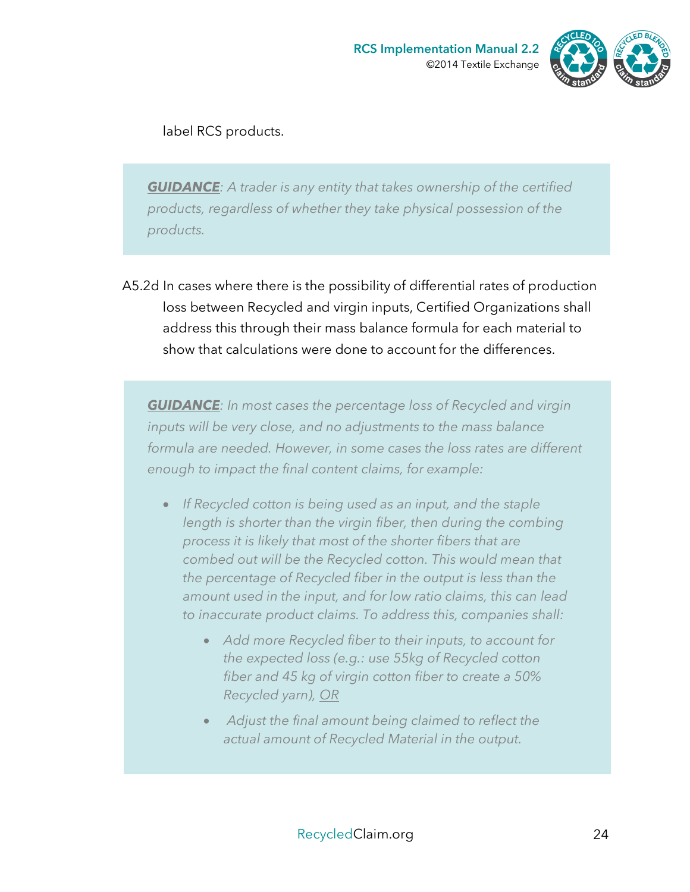label RCS products.

> ***GUIDANCE**: A trader is any entity that takes ownership of the certified products, regardless of whether they take physical possession of the products.*

A5.2d In cases where there is the possibility of differential rates of production loss between Recycled and virgin inputs, Certified Organizations shall address this through their mass balance formula for each material to show that calculations were done to account for the differences.

> ***GUIDANCE**: In most cases the percentage loss of Recycled and virgin inputs will be very close, and no adjustments to the mass balance formula are needed. However, in some cases the loss rates are different enough to impact the final content claims, for example:*
>
> - *If Recycled cotton is being used as an input, and the staple length is shorter than the virgin fiber, then during the combing process it is likely that most of the shorter fibers that are combed out will be the Recycled cotton. This would mean that the percentage of Recycled fiber in the output is less than the amount used in the input, and for low ratio claims, this can lead to inaccurate product claims. To address this, companies shall:*
>     - *Add more Recycled fiber to their inputs, to account for the expected loss (e.g.: use 55kg of Recycled cotton fiber and 45 kg of virgin cotton fiber to create a 50% Recycled yarn), OR*
>     - *Adjust the final amount being claimed to reflect the actual amount of Recycled Material in the output.*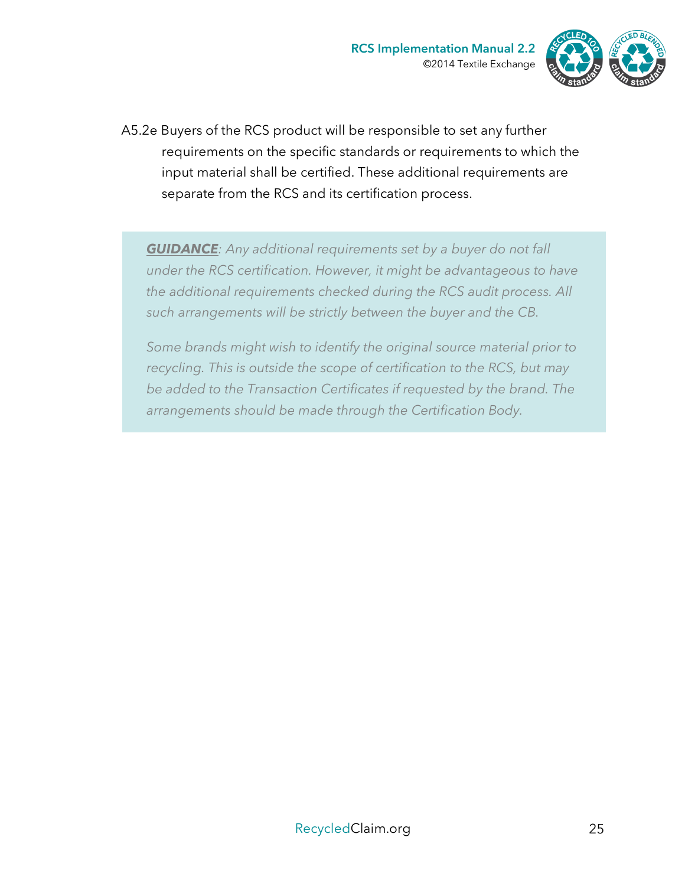A5.2e Buyers of the RCS product will be responsible to set any further requirements on the specific standards or requirements to which the input material shall be certified. These additional requirements are separate from the RCS and its certification process.

> ***GUIDANCE***: *Any additional requirements set by a buyer do not fall under the RCS certification. However, it might be advantageous to have the additional requirements checked during the RCS audit process. All such arrangements will be strictly between the buyer and the CB.*
>
> *Some brands might wish to identify the original source material prior to recycling. This is outside the scope of certification to the RCS, but may be added to the Transaction Certificates if requested by the brand. The arrangements should be made through the Certification Body.*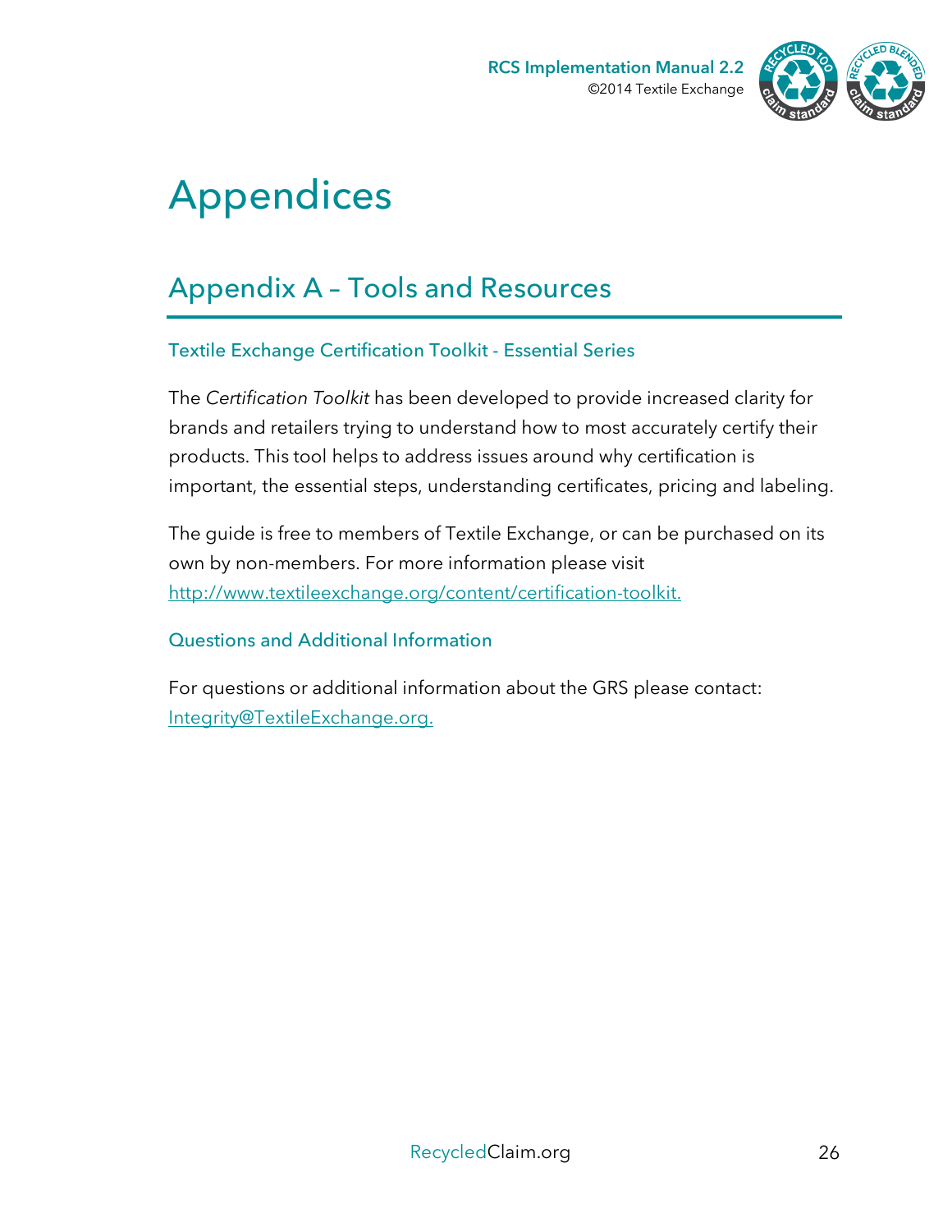# Appendices

## Appendix A – Tools and Resources

### Textile Exchange Certification Toolkit - Essential Series

The *Certification Toolkit* has been developed to provide increased clarity for brands and retailers trying to understand how to most accurately certify their products. This tool helps to address issues around why certification is important, the essential steps, understanding certificates, pricing and labeling.

The guide is free to members of Textile Exchange, or can be purchased on its own by non-members. For more information please visit http://www.textileexchange.org/content/certification-toolkit.

### Questions and Additional Information

For questions or additional information about the GRS please contact: Integrity@TextileExchange.org.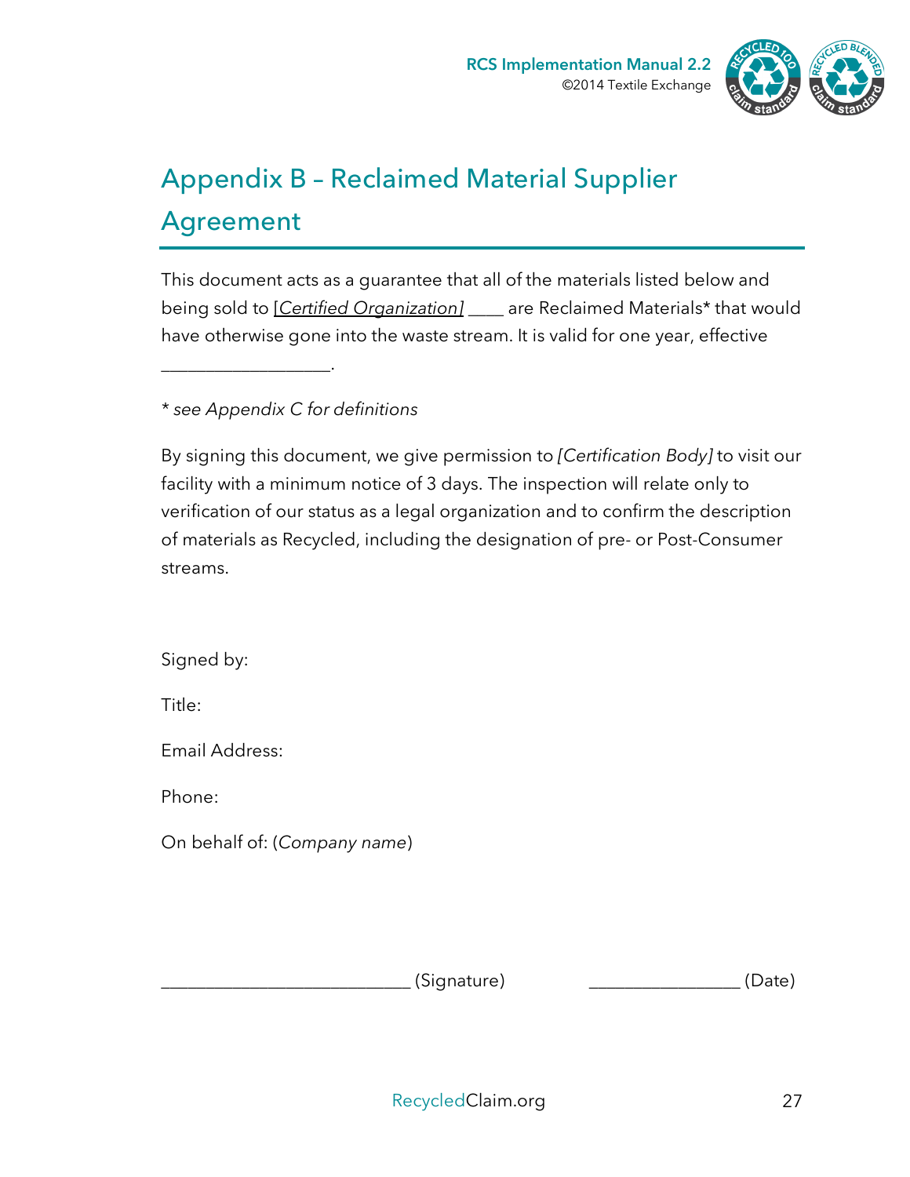# Appendix B – Reclaimed Material Supplier Agreement

This document acts as a guarantee that all of the materials listed below and being sold to *[Certified Organization]* ____ are Reclaimed Materials* that would have otherwise gone into the waste stream. It is valid for one year, effective ________________.

*\* see Appendix C for definitions*

By signing this document, we give permission to *[Certification Body]* to visit our facility with a minimum notice of 3 days. The inspection will relate only to verification of our status as a legal organization and to confirm the description of materials as Recycled, including the designation of pre- or Post-Consumer streams.

Signed by:

Title:

Email Address:

Phone:

On behalf of: (*Company name*)

__________________________ (Signature)   _______________ (Date)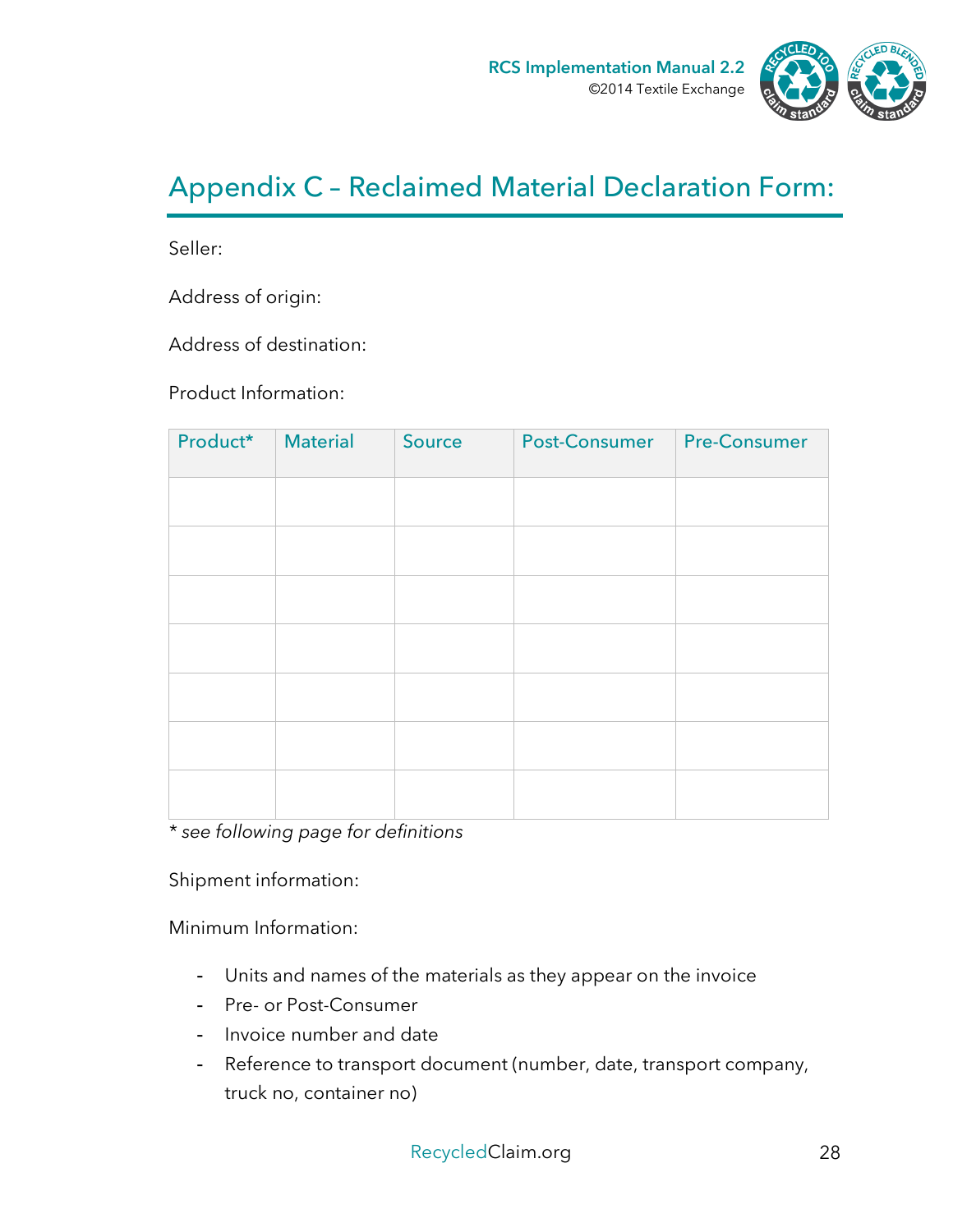# Appendix C – Reclaimed Material Declaration Form:

Seller:

Address of origin:

Address of destination:

Product Information:

| Product* | Material | Source | Post-Consumer | Pre-Consumer |
|---|---|---|---|---|
| | | | | |
| | | | | |
| | | | | |
| | | | | |
| | | | | |
| | | | | |
| | | | | |

*\* see following page for definitions*

Shipment information:

Minimum Information:

- Units and names of the materials as they appear on the invoice
- Pre- or Post-Consumer
- Invoice number and date
- Reference to transport document (number, date, transport company, truck no, container no)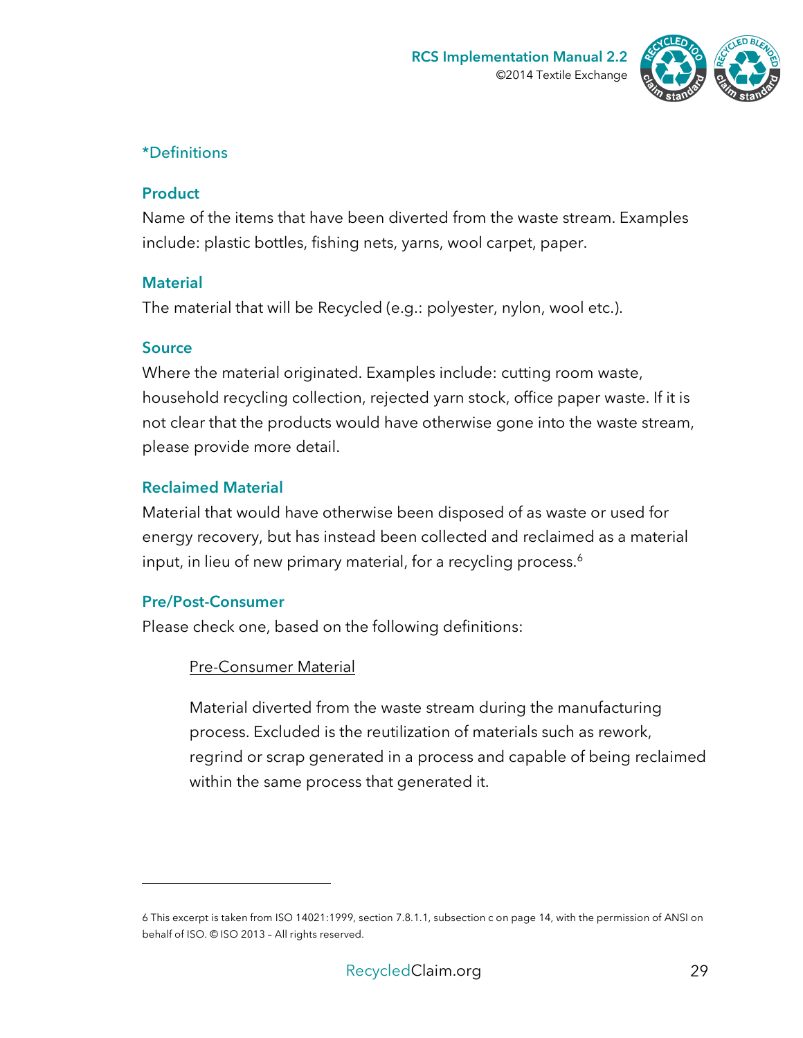### *Definitions

#### Product

Name of the items that have been diverted from the waste stream. Examples include: plastic bottles, fishing nets, yarns, wool carpet, paper.

#### Material

The material that will be Recycled (e.g.: polyester, nylon, wool etc.).

#### Source

Where the material originated. Examples include: cutting room waste, household recycling collection, rejected yarn stock, office paper waste. If it is not clear that the products would have otherwise gone into the waste stream, please provide more detail.

#### Reclaimed Material

Material that would have otherwise been disposed of as waste or used for energy recovery, but has instead been collected and reclaimed as a material input, in lieu of new primary material, for a recycling process.[6]

#### Pre/Post-Consumer

Please check one, based on the following definitions:

> <u>Pre-Consumer Material</u>
>
> Material diverted from the waste stream during the manufacturing process. Excluded is the reutilization of materials such as rework, regrind or scrap generated in a process and capable of being reclaimed within the same process that generated it.

---

6 This excerpt is taken from ISO 14021:1999, section 7.8.1.1, subsection c on page 14, with the permission of ANSI on behalf of ISO. © ISO 2013 – All rights reserved.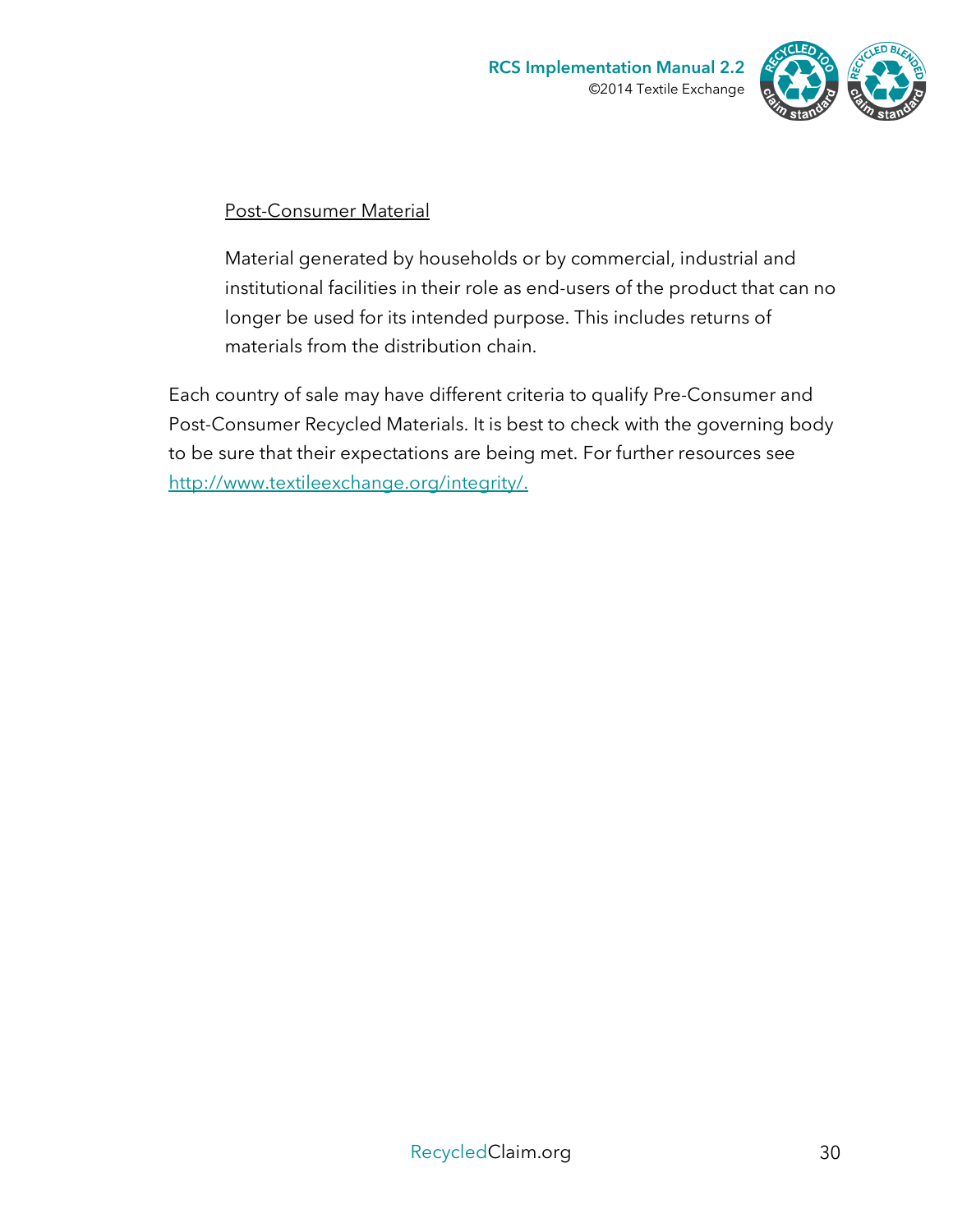<u>Post-Consumer Material</u>

Material generated by households or by commercial, industrial and institutional facilities in their role as end-users of the product that can no longer be used for its intended purpose. This includes returns of materials from the distribution chain.

Each country of sale may have different criteria to qualify Pre-Consumer and Post-Consumer Recycled Materials. It is best to check with the governing body to be sure that their expectations are being met. For further resources see [http://www.textileexchange.org/integrity/.](http://www.textileexchange.org/integrity/)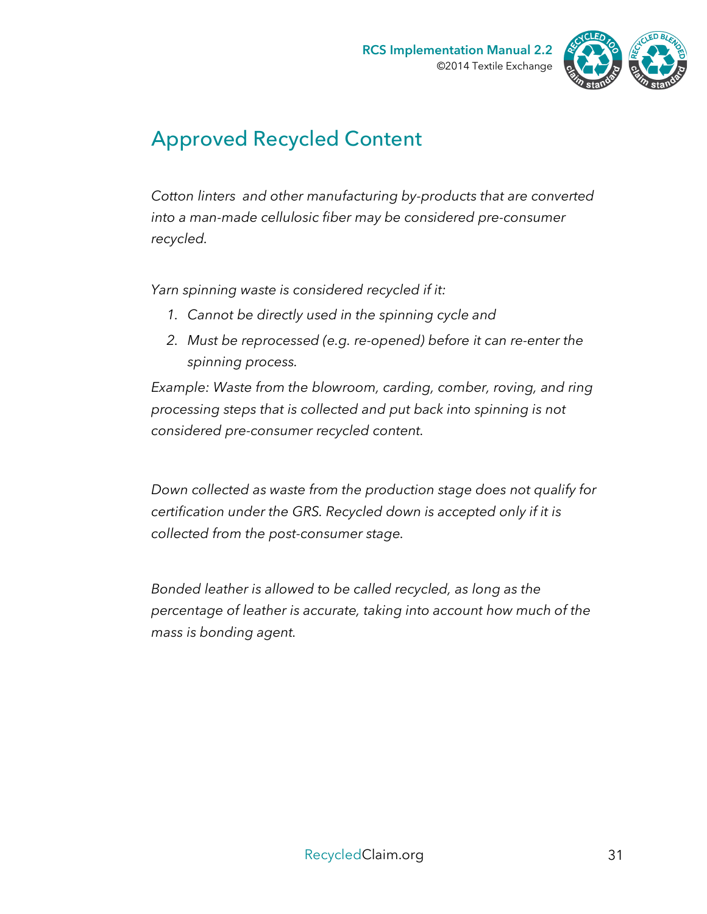# Approved Recycled Content

*Cotton linters and other manufacturing by-products that are converted into a man-made cellulosic fiber may be considered pre-consumer recycled.*

*Yarn spinning waste is considered recycled if it:*

1. *Cannot be directly used in the spinning cycle and*
2. *Must be reprocessed (e.g. re-opened) before it can re-enter the spinning process.*

*Example: Waste from the blowroom, carding, comber, roving, and ring processing steps that is collected and put back into spinning is not considered pre-consumer recycled content.*

*Down collected as waste from the production stage does not qualify for certification under the GRS. Recycled down is accepted only if it is collected from the post-consumer stage.*

*Bonded leather is allowed to be called recycled, as long as the percentage of leather is accurate, taking into account how much of the mass is bonding agent.*